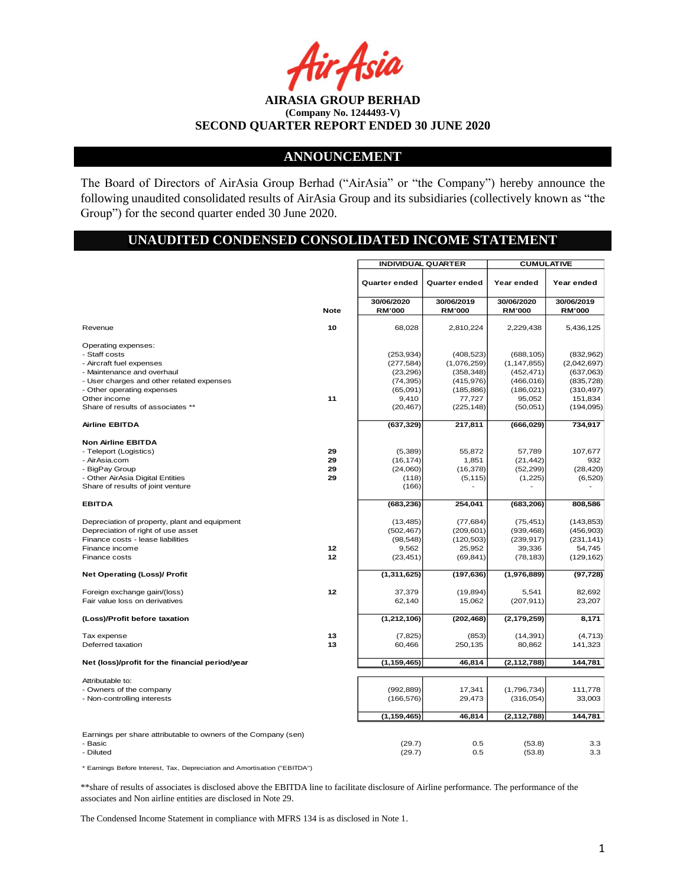**AIRASIA GROUP BERHAD**
**(Company No. 1244493-V)**
**SECOND QUARTER REPORT ENDED 30 JUNE 2020**

## ANNOUNCEMENT

The Board of Directors of AirAsia Group Berhad ("AirAsia" or "the Company") hereby announce the following unaudited consolidated results of AirAsia Group and its subsidiaries (collectively known as "the Group") for the second quarter ended 30 June 2020.

## UNAUDITED CONDENSED CONSOLIDATED INCOME STATEMENT

| | Note | INDIVIDUAL QUARTER | | CUMULATIVE | |
|---|---|---|---|---|---|
| | | Quarter ended | Quarter ended | Year ended | Year ended |
| | | 30/06/2020 RM'000 | 30/06/2019 RM'000 | 30/06/2020 RM'000 | 30/06/2019 RM'000 |
| Revenue | 10 | 68,028 | 2,810,224 | 2,229,438 | 5,436,125 |
| Operating expenses: | | | | | |
| - Staff costs | | (253,934) | (408,523) | (688,105) | (832,962) |
| - Aircraft fuel expenses | | (277,584) | (1,076,259) | (1,147,855) | (2,042,697) |
| - Maintenance and overhaul | | (23,296) | (358,348) | (452,471) | (637,063) |
| - User charges and other related expenses | | (74,395) | (415,976) | (466,016) | (835,728) |
| - Other operating expenses | | (65,091) | (185,886) | (186,021) | (310,497) |
| Other income | 11 | 9,410 | 77,727 | 95,052 | 151,834 |
| Share of results of associates ** | | (20,467) | (225,148) | (50,051) | (194,095) |
| **Airline EBITDA** | | **(637,329)** | **217,811** | **(666,029)** | **734,917** |
| **Non Airline EBITDA** | | | | | |
| - Teleport (Logistics) | 29 | (5,389) | 55,872 | 57,789 | 107,677 |
| - AirAsia.com | 29 | (16,174) | 1,851 | (21,442) | 932 |
| - BigPay Group | 29 | (24,060) | (16,378) | (52,299) | (28,420) |
| - Other AirAsia Digital Entities | 29 | (118) | (5,115) | (1,225) | (6,520) |
| Share of results of joint venture | | (166) | - | - | - |
| **EBITDA** | | **(683,236)** | **254,041** | **(683,206)** | **808,586** |
| Depreciation of property, plant and equipment | | (13,485) | (77,684) | (75,451) | (143,853) |
| Depreciation of right of use asset | | (502,467) | (209,601) | (939,468) | (456,903) |
| Finance costs - lease liabilities | | (98,548) | (120,503) | (239,917) | (231,141) |
| Finance income | 12 | 9,562 | 25,952 | 39,336 | 54,745 |
| Finance costs | 12 | (23,451) | (69,841) | (78,183) | (129,162) |
| **Net Operating (Loss)/ Profit** | | **(1,311,625)** | **(197,636)** | **(1,976,889)** | **(97,728)** |
| Foreign exchange gain/(loss) | 12 | 37,379 | (19,894) | 5,541 | 82,692 |
| Fair value loss on derivatives | | 62,140 | 15,062 | (207,911) | 23,207 |
| **(Loss)/Profit before taxation** | | **(1,212,106)** | **(202,468)** | **(2,179,259)** | **8,171** |
| Tax expense | 13 | (7,825) | (853) | (14,391) | (4,713) |
| Deferred taxation | 13 | 60,466 | 250,135 | 80,862 | 141,323 |
| **Net (loss)/profit for the financial period/year** | | **(1,159,465)** | **46,814** | **(2,112,788)** | **144,781** |
| Attributable to: | | | | | |
| - Owners of the company | | (992,889) | 17,341 | (1,796,734) | 111,778 |
| - Non-controlling interests | | (166,576) | 29,473 | (316,054) | 33,003 |
| | | **(1,159,465)** | **46,814** | **(2,112,788)** | **144,781** |
| Earnings per share attributable to owners of the Company (sen) | | | | | |
| - Basic | | (29.7) | 0.5 | (53.8) | 3.3 |
| - Diluted | | (29.7) | 0.5 | (53.8) | 3.3 |

* Earnings Before Interest, Tax, Depreciation and Amortisation ("EBITDA")

**share of results of associates is disclosed above the EBITDA line to facilitate disclosure of Airline performance. The performance of the associates and Non airline entities are disclosed in Note 29.

The Condensed Income Statement in compliance with MFRS 134 is as disclosed in Note 1.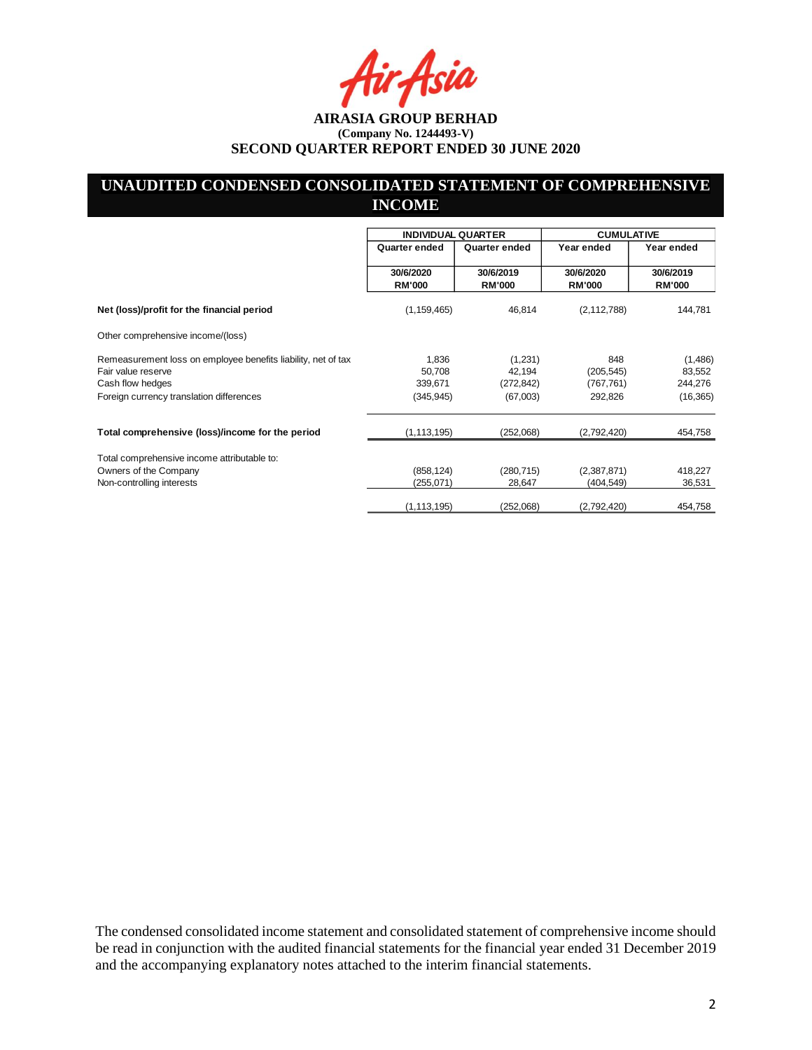**AIRASIA GROUP BERHAD**
**(Company No. 1244493-V)**
**SECOND QUARTER REPORT ENDED 30 JUNE 2020**

## UNAUDITED CONDENSED CONSOLIDATED STATEMENT OF COMPREHENSIVE INCOME

| | INDIVIDUAL QUARTER | | CUMULATIVE | |
|---|---|---|---|---|
| | Quarter ended | Quarter ended | Year ended | Year ended |
| | 30/6/2020 RM'000 | 30/6/2019 RM'000 | 30/6/2020 RM'000 | 30/6/2019 RM'000 |
| **Net (loss)/profit for the financial period** | (1,159,465) | 46,814 | (2,112,788) | 144,781 |
| Other comprehensive income/(loss) | | | | |
| Remeasurement loss on employee benefits liability, net of tax | 1,836 | (1,231) | 848 | (1,486) |
| Fair value reserve | 50,708 | 42,194 | (205,545) | 83,552 |
| Cash flow hedges | 339,671 | (272,842) | (767,761) | 244,276 |
| Foreign currency translation differences | (345,945) | (67,003) | 292,826 | (16,365) |
| **Total comprehensive (loss)/income for the period** | (1,113,195) | (252,068) | (2,792,420) | 454,758 |
| Total comprehensive income attributable to: | | | | |
| Owners of the Company | (858,124) | (280,715) | (2,387,871) | 418,227 |
| Non-controlling interests | (255,071) | 28,647 | (404,549) | 36,531 |
| | (1,113,195) | (252,068) | (2,792,420) | 454,758 |

The condensed consolidated income statement and consolidated statement of comprehensive income should be read in conjunction with the audited financial statements for the financial year ended 31 December 2019 and the accompanying explanatory notes attached to the interim financial statements.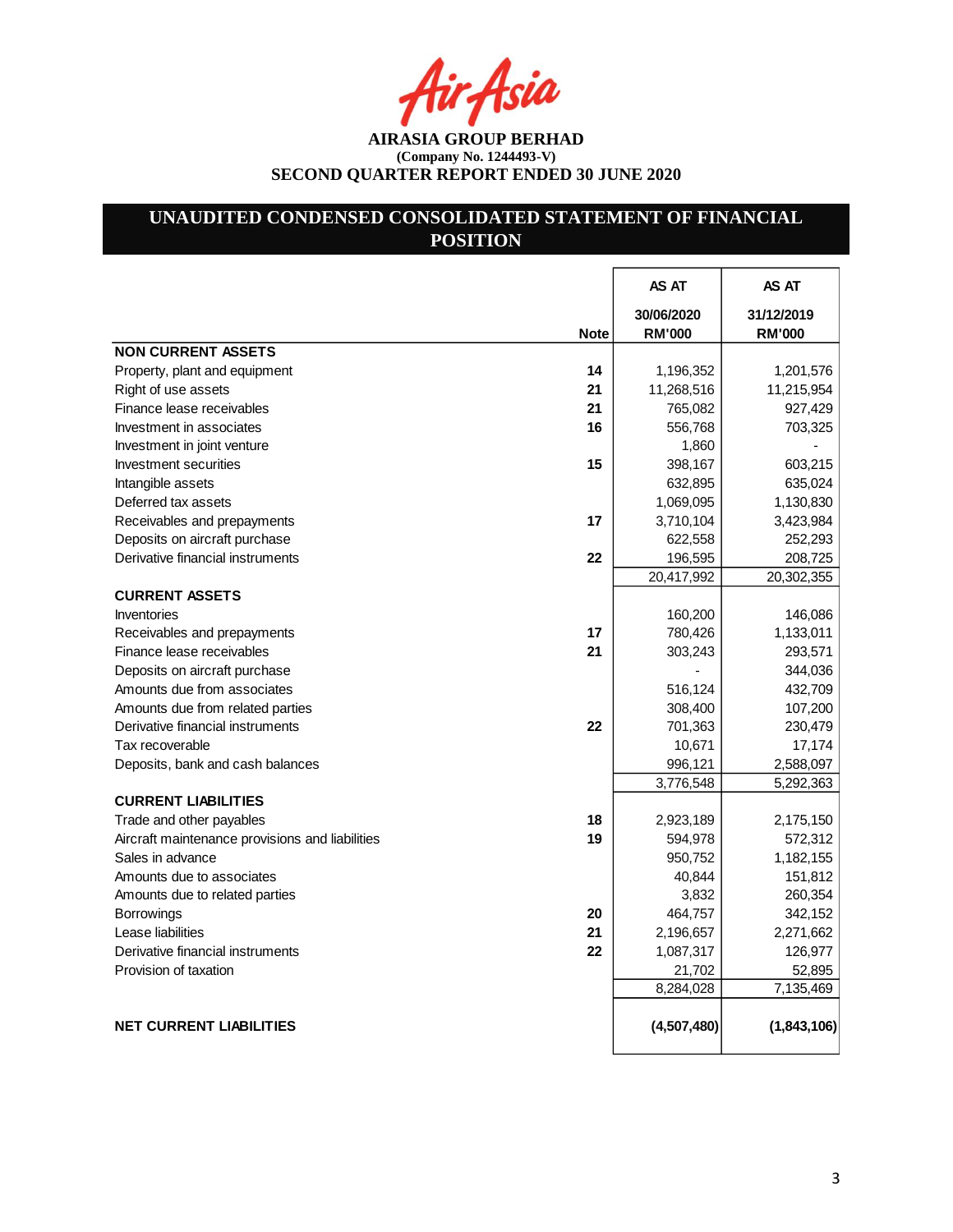**AIRASIA GROUP BERHAD**
**(Company No. 1244493-V)**
**SECOND QUARTER REPORT ENDED 30 JUNE 2020**

## UNAUDITED CONDENSED CONSOLIDATED STATEMENT OF FINANCIAL POSITION

| | Note | AS AT 30/06/2020 RM'000 | AS AT 31/12/2019 RM'000 |
|---|---|---|---|
| **NON CURRENT ASSETS** | | | |
| Property, plant and equipment | 14 | 1,196,352 | 1,201,576 |
| Right of use assets | 21 | 11,268,516 | 11,215,954 |
| Finance lease receivables | 21 | 765,082 | 927,429 |
| Investment in associates | 16 | 556,768 | 703,325 |
| Investment in joint venture | | 1,860 | - |
| Investment securities | 15 | 398,167 | 603,215 |
| Intangible assets | | 632,895 | 635,024 |
| Deferred tax assets | | 1,069,095 | 1,130,830 |
| Receivables and prepayments | 17 | 3,710,104 | 3,423,984 |
| Deposits on aircraft purchase | | 622,558 | 252,293 |
| Derivative financial instruments | 22 | 196,595 | 208,725 |
| | | 20,417,992 | 20,302,355 |
| **CURRENT ASSETS** | | | |
| Inventories | | 160,200 | 146,086 |
| Receivables and prepayments | 17 | 780,426 | 1,133,011 |
| Finance lease receivables | 21 | 303,243 | 293,571 |
| Deposits on aircraft purchase | | - | 344,036 |
| Amounts due from associates | | 516,124 | 432,709 |
| Amounts due from related parties | | 308,400 | 107,200 |
| Derivative financial instruments | 22 | 701,363 | 230,479 |
| Tax recoverable | | 10,671 | 17,174 |
| Deposits, bank and cash balances | | 996,121 | 2,588,097 |
| | | 3,776,548 | 5,292,363 |
| **CURRENT LIABILITIES** | | | |
| Trade and other payables | 18 | 2,923,189 | 2,175,150 |
| Aircraft maintenance provisions and liabilities | 19 | 594,978 | 572,312 |
| Sales in advance | | 950,752 | 1,182,155 |
| Amounts due to associates | | 40,844 | 151,812 |
| Amounts due to related parties | | 3,832 | 260,354 |
| Borrowings | 20 | 464,757 | 342,152 |
| Lease liabilities | 21 | 2,196,657 | 2,271,662 |
| Derivative financial instruments | 22 | 1,087,317 | 126,977 |
| Provision of taxation | | 21,702 | 52,895 |
| | | 8,284,028 | 7,135,469 |
| **NET CURRENT LIABILITIES** | | **(4,507,480)** | **(1,843,106)** |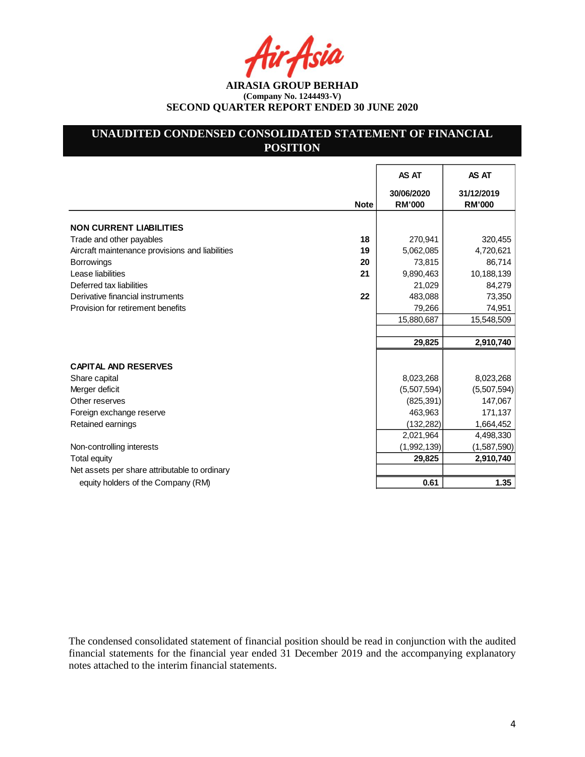AIRASIA GROUP BERHAD
(Company No. 1244493-V)
SECOND QUARTER REPORT ENDED 30 JUNE 2020

## UNAUDITED CONDENSED CONSOLIDATED STATEMENT OF FINANCIAL POSITION

| | Note | AS AT 30/06/2020 RM'000 | AS AT 31/12/2019 RM'000 |
|---|---|---|---|
| **NON CURRENT LIABILITIES** | | | |
| Trade and other payables | 18 | 270,941 | 320,455 |
| Aircraft maintenance provisions and liabilities | 19 | 5,062,085 | 4,720,621 |
| Borrowings | 20 | 73,815 | 86,714 |
| Lease liabilities | 21 | 9,890,463 | 10,188,139 |
| Deferred tax liabilities | | 21,029 | 84,279 |
| Derivative financial instruments | 22 | 483,088 | 73,350 |
| Provision for retirement benefits | | 79,266 | 74,951 |
| | | 15,880,687 | 15,548,509 |
| | | **29,825** | **2,910,740** |
| **CAPITAL AND RESERVES** | | | |
| Share capital | | 8,023,268 | 8,023,268 |
| Merger deficit | | (5,507,594) | (5,507,594) |
| Other reserves | | (825,391) | 147,067 |
| Foreign exchange reserve | | 463,963 | 171,137 |
| Retained earnings | | (132,282) | 1,664,452 |
| | | 2,021,964 | 4,498,330 |
| Non-controlling interests | | (1,992,139) | (1,587,590) |
| Total equity | | **29,825** | **2,910,740** |
| Net assets per share attributable to ordinary equity holders of the Company (RM) | | **0.61** | **1.35** |

The condensed consolidated statement of financial position should be read in conjunction with the audited financial statements for the financial year ended 31 December 2019 and the accompanying explanatory notes attached to the interim financial statements.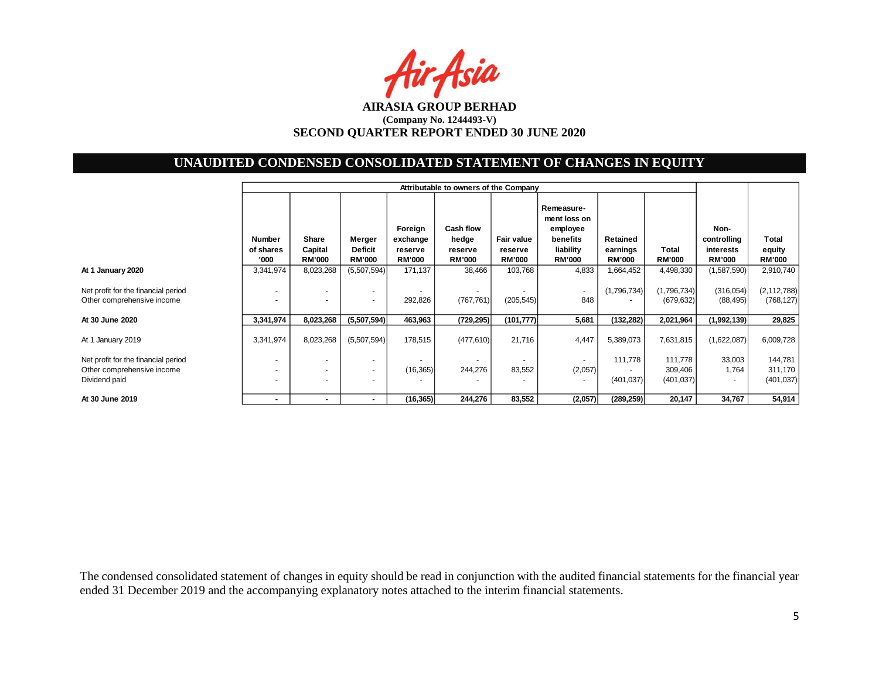**AIRASIA GROUP BERHAD**
**(Company No. 1244493-V)**
**SECOND QUARTER REPORT ENDED 30 JUNE 2020**

## UNAUDITED CONDENSED CONSOLIDATED STATEMENT OF CHANGES IN EQUITY

| | Attributable to owners of the Company | | | | | | | | | | |
|---|---|---|---|---|---|---|---|---|---|---|---|
| | **Number of shares '000** | **Share Capital RM'000** | **Merger Deficit RM'000** | **Foreign exchange reserve RM'000** | **Cash flow hedge reserve RM'000** | **Fair value reserve RM'000** | **Remeasure-ment loss on employee benefits liability RM'000** | **Retained earnings RM'000** | **Total RM'000** | **Non-controlling interests RM'000** | **Total equity RM'000** |
| **At 1 January 2020** | 3,341,974 | 8,023,268 | (5,507,594) | 171,137 | 38,466 | 103,768 | 4,833 | 1,664,452 | 4,498,330 | (1,587,590) | 2,910,740 |
| Net profit for the financial period | - | - | - | - | - | - | - | (1,796,734) | (1,796,734) | (316,054) | (2,112,788) |
| Other comprehensive income | - | - | - | 292,826 | (767,761) | (205,545) | 848 | - | (679,632) | (88,495) | (768,127) |
| **At 30 June 2020** | **3,341,974** | **8,023,268** | **(5,507,594)** | **463,963** | **(729,295)** | **(101,777)** | **5,681** | **(132,282)** | **2,021,964** | **(1,992,139)** | **29,825** |
| At 1 January 2019 | 3,341,974 | 8,023,268 | (5,507,594) | 178,515 | (477,610) | 21,716 | 4,447 | 5,389,073 | 7,631,815 | (1,622,087) | 6,009,728 |
| Net profit for the financial period | - | - | - | - | - | - | - | 111,778 | 111,778 | 33,003 | 144,781 |
| Other comprehensive income | - | - | - | (16,365) | 244,276 | 83,552 | (2,057) | - | 309,406 | 1,764 | 311,170 |
| Dividend paid | - | - | - | - | - | - | - | (401,037) | (401,037) | - | (401,037) |
| **At 30 June 2019** | **-** | **-** | **-** | **(16,365)** | **244,276** | **83,552** | **(2,057)** | **(289,259)** | **20,147** | **34,767** | **54,914** |

The condensed consolidated statement of changes in equity should be read in conjunction with the audited financial statements for the financial year ended 31 December 2019 and the accompanying explanatory notes attached to the interim financial statements.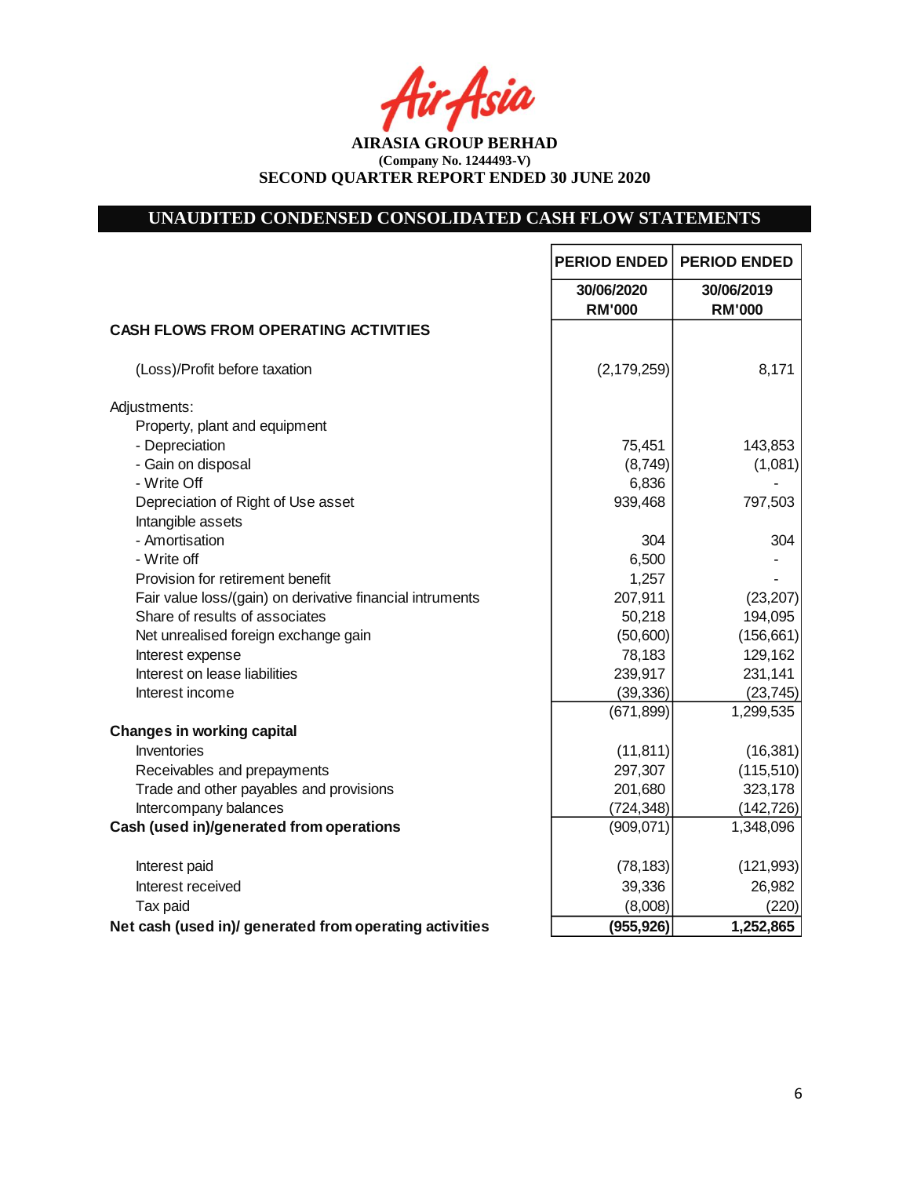**AIRASIA GROUP BERHAD**
**(Company No. 1244493-V)**
**SECOND QUARTER REPORT ENDED 30 JUNE 2020**

## UNAUDITED CONDENSED CONSOLIDATED CASH FLOW STATEMENTS

| | PERIOD ENDED 30/06/2020 RM'000 | PERIOD ENDED 30/06/2019 RM'000 |
|---|---|---|
| **CASH FLOWS FROM OPERATING ACTIVITIES** | | |
| (Loss)/Profit before taxation | (2,179,259) | 8,171 |
| Adjustments: | | |
| Property, plant and equipment | | |
| - Depreciation | 75,451 | 143,853 |
| - Gain on disposal | (8,749) | (1,081) |
| - Write Off | 6,836 | - |
| Depreciation of Right of Use asset | 939,468 | 797,503 |
| Intangible assets | | |
| - Amortisation | 304 | 304 |
| - Write off | 6,500 | - |
| Provision for retirement benefit | 1,257 | - |
| Fair value loss/(gain) on derivative financial intruments | 207,911 | (23,207) |
| Share of results of associates | 50,218 | 194,095 |
| Net unrealised foreign exchange gain | (50,600) | (156,661) |
| Interest expense | 78,183 | 129,162 |
| Interest on lease liabilities | 239,917 | 231,141 |
| Interest income | (39,336) | (23,745) |
| | (671,899) | 1,299,535 |
| **Changes in working capital** | | |
| Inventories | (11,811) | (16,381) |
| Receivables and prepayments | 297,307 | (115,510) |
| Trade and other payables and provisions | 201,680 | 323,178 |
| Intercompany balances | (724,348) | (142,726) |
| **Cash (used in)/generated from operations** | (909,071) | 1,348,096 |
| Interest paid | (78,183) | (121,993) |
| Interest received | 39,336 | 26,982 |
| Tax paid | (8,008) | (220) |
| **Net cash (used in)/ generated from operating activities** | **(955,926)** | **1,252,865** |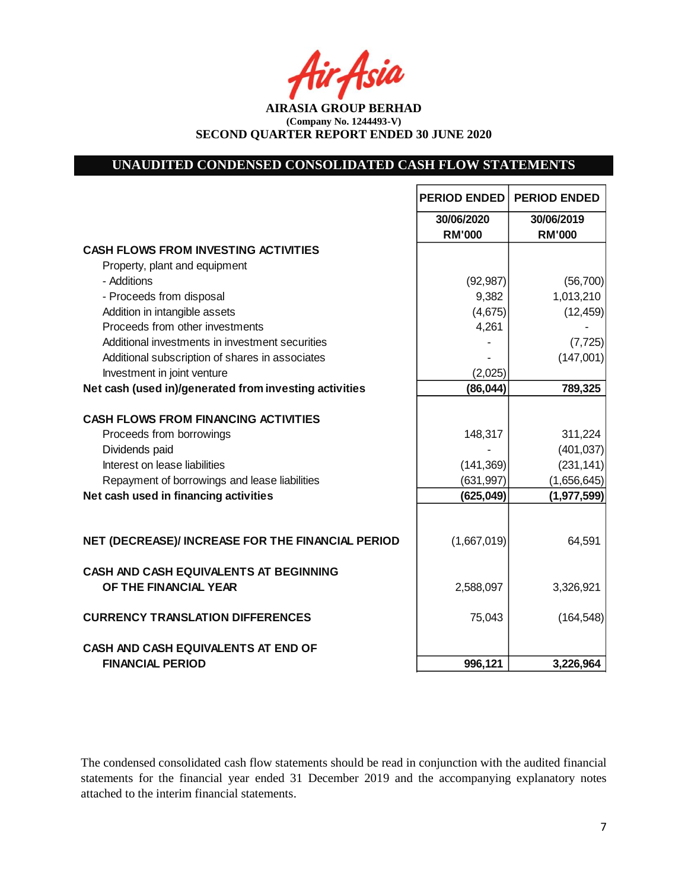**AIRASIA GROUP BERHAD**
**(Company No. 1244493-V)**
**SECOND QUARTER REPORT ENDED 30 JUNE 2020**

## UNAUDITED CONDENSED CONSOLIDATED CASH FLOW STATEMENTS

| | PERIOD ENDED | PERIOD ENDED |
|---|---|---|
| | 30/06/2020 | 30/06/2019 |
| | RM'000 | RM'000 |
| **CASH FLOWS FROM INVESTING ACTIVITIES** | | |
| Property, plant and equipment | | |
| - Additions | (92,987) | (56,700) |
| - Proceeds from disposal | 9,382 | 1,013,210 |
| Addition in intangible assets | (4,675) | (12,459) |
| Proceeds from other investments | 4,261 | - |
| Additional investments in investment securities | - | (7,725) |
| Additional subscription of shares in associates | - | (147,001) |
| Investment in joint venture | (2,025) | |
| **Net cash (used in)/generated from investing activities** | **(86,044)** | **789,325** |
| | | |
| **CASH FLOWS FROM FINANCING ACTIVITIES** | | |
| Proceeds from borrowings | 148,317 | 311,224 |
| Dividends paid | - | (401,037) |
| Interest on lease liabilities | (141,369) | (231,141) |
| Repayment of borrowings and lease liabilities | (631,997) | (1,656,645) |
| **Net cash used in financing activities** | **(625,049)** | **(1,977,599)** |
| | | |
| **NET (DECREASE)/ INCREASE FOR THE FINANCIAL PERIOD** | (1,667,019) | 64,591 |
| | | |
| **CASH AND CASH EQUIVALENTS AT BEGINNING OF THE FINANCIAL YEAR** | 2,588,097 | 3,326,921 |
| | | |
| **CURRENCY TRANSLATION DIFFERENCES** | 75,043 | (164,548) |
| | | |
| **CASH AND CASH EQUIVALENTS AT END OF FINANCIAL PERIOD** | **996,121** | **3,226,964** |

The condensed consolidated cash flow statements should be read in conjunction with the audited financial statements for the financial year ended 31 December 2019 and the accompanying explanatory notes attached to the interim financial statements.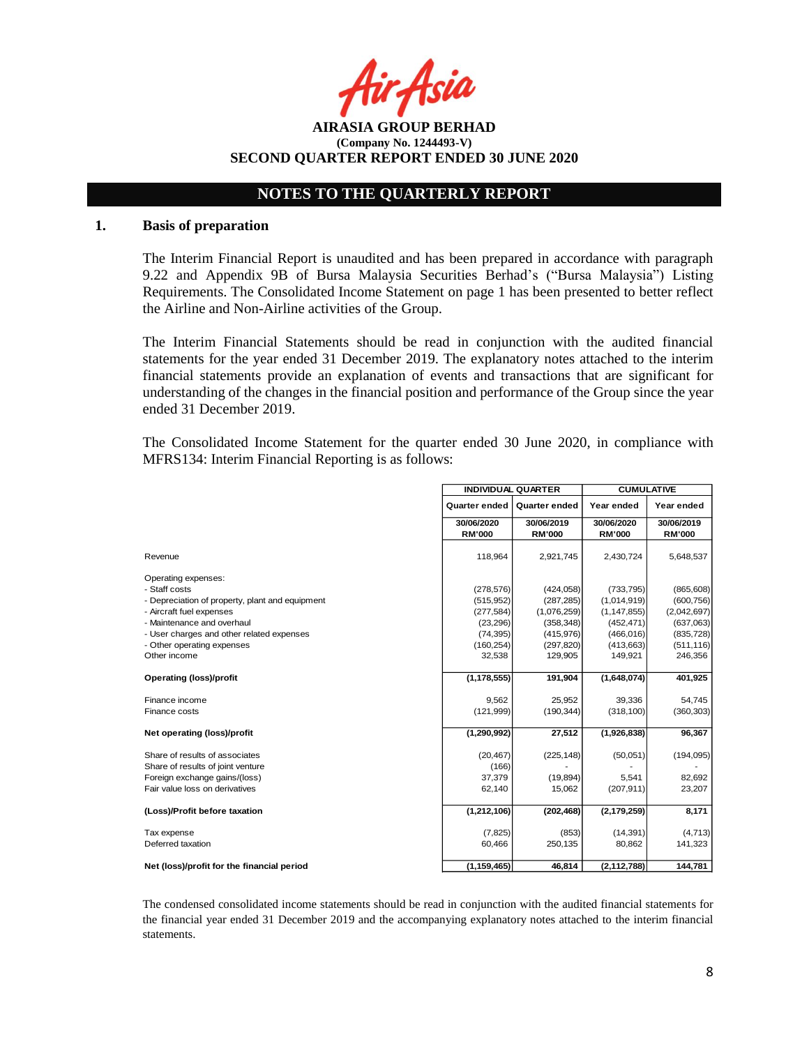**AIRASIA GROUP BERHAD**
**(Company No. 1244493-V)**
**SECOND QUARTER REPORT ENDED 30 JUNE 2020**

## NOTES TO THE QUARTERLY REPORT

### 1. Basis of preparation

The Interim Financial Report is unaudited and has been prepared in accordance with paragraph 9.22 and Appendix 9B of Bursa Malaysia Securities Berhad's ("Bursa Malaysia") Listing Requirements. The Consolidated Income Statement on page 1 has been presented to better reflect the Airline and Non-Airline activities of the Group.

The Interim Financial Statements should be read in conjunction with the audited financial statements for the year ended 31 December 2019. The explanatory notes attached to the interim financial statements provide an explanation of events and transactions that are significant for understanding of the changes in the financial position and performance of the Group since the year ended 31 December 2019.

The Consolidated Income Statement for the quarter ended 30 June 2020, in compliance with MFRS134: Interim Financial Reporting is as follows:

| | INDIVIDUAL QUARTER | | CUMULATIVE | |
|---|---|---|---|---|
| | Quarter ended | Quarter ended | Year ended | Year ended |
| | 30/06/2020 RM'000 | 30/06/2019 RM'000 | 30/06/2020 RM'000 | 30/06/2019 RM'000 |
| Revenue | 118,964 | 2,921,745 | 2,430,724 | 5,648,537 |
| Operating expenses: | | | | |
| - Staff costs | (278,576) | (424,058) | (733,795) | (865,608) |
| - Depreciation of property, plant and equipment | (515,952) | (287,285) | (1,014,919) | (600,756) |
| - Aircraft fuel expenses | (277,584) | (1,076,259) | (1,147,855) | (2,042,697) |
| - Maintenance and overhaul | (23,296) | (358,348) | (452,471) | (637,063) |
| - User charges and other related expenses | (74,395) | (415,976) | (466,016) | (835,728) |
| - Other operating expenses | (160,254) | (297,820) | (413,663) | (511,116) |
| Other income | 32,538 | 129,905 | 149,921 | 246,356 |
| **Operating (loss)/profit** | **(1,178,555)** | **191,904** | **(1,648,074)** | **401,925** |
| Finance income | 9,562 | 25,952 | 39,336 | 54,745 |
| Finance costs | (121,999) | (190,344) | (318,100) | (360,303) |
| **Net operating (loss)/profit** | **(1,290,992)** | **27,512** | **(1,926,838)** | **96,367** |
| Share of results of associates | (20,467) | (225,148) | (50,051) | (194,095) |
| Share of results of joint venture | (166) | - | - | - |
| Foreign exchange gains/(loss) | 37,379 | (19,894) | 5,541 | 82,692 |
| Fair value loss on derivatives | 62,140 | 15,062 | (207,911) | 23,207 |
| **(Loss)/Profit before taxation** | **(1,212,106)** | **(202,468)** | **(2,179,259)** | **8,171** |
| Tax expense | (7,825) | (853) | (14,391) | (4,713) |
| Deferred taxation | 60,466 | 250,135 | 80,862 | 141,323 |
| **Net (loss)/profit for the financial period** | **(1,159,465)** | **46,814** | **(2,112,788)** | **144,781** |

The condensed consolidated income statements should be read in conjunction with the audited financial statements for the financial year ended 31 December 2019 and the accompanying explanatory notes attached to the interim financial statements.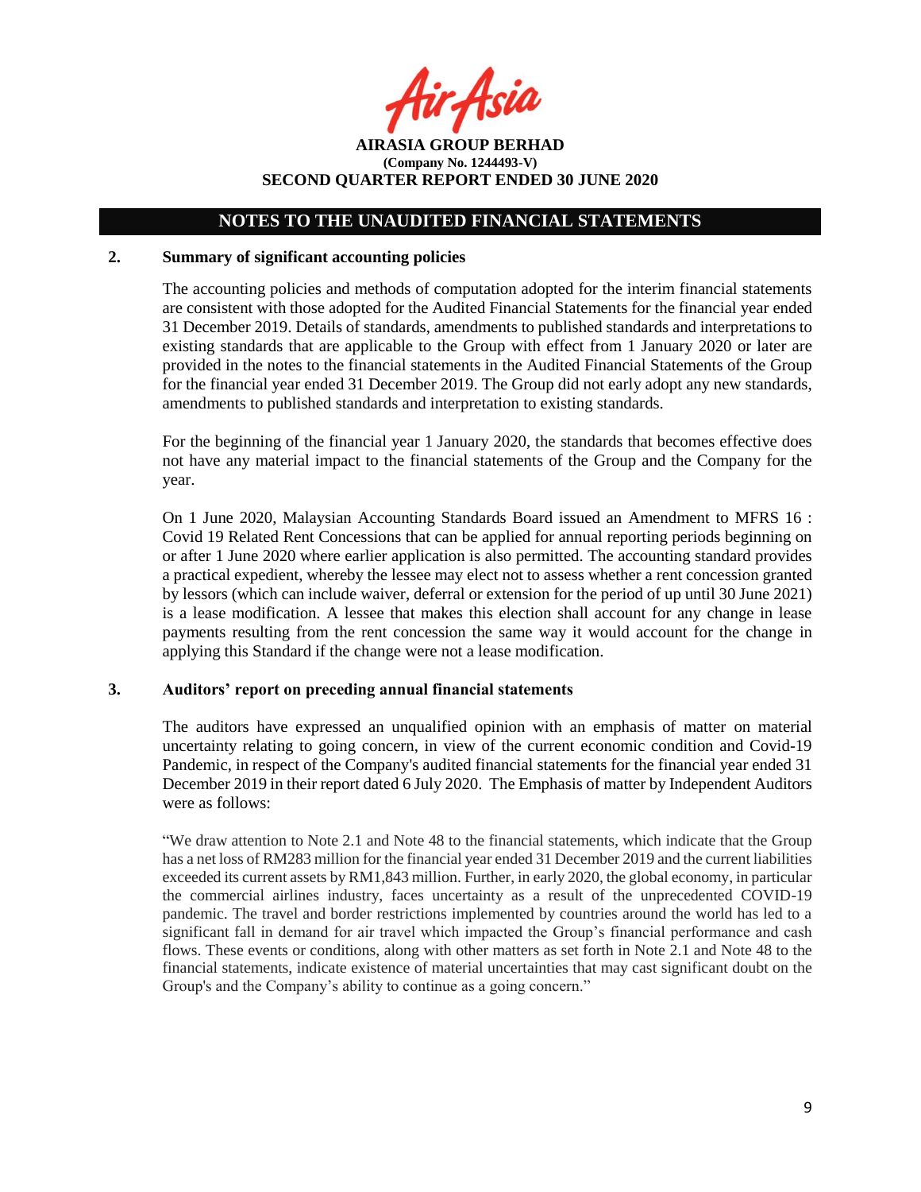## NOTES TO THE UNAUDITED FINANCIAL STATEMENTS

### 2. Summary of significant accounting policies

The accounting policies and methods of computation adopted for the interim financial statements are consistent with those adopted for the Audited Financial Statements for the financial year ended 31 December 2019. Details of standards, amendments to published standards and interpretations to existing standards that are applicable to the Group with effect from 1 January 2020 or later are provided in the notes to the financial statements in the Audited Financial Statements of the Group for the financial year ended 31 December 2019. The Group did not early adopt any new standards, amendments to published standards and interpretation to existing standards.

For the beginning of the financial year 1 January 2020, the standards that becomes effective does not have any material impact to the financial statements of the Group and the Company for the year.

On 1 June 2020, Malaysian Accounting Standards Board issued an Amendment to MFRS 16 : Covid 19 Related Rent Concessions that can be applied for annual reporting periods beginning on or after 1 June 2020 where earlier application is also permitted. The accounting standard provides a practical expedient, whereby the lessee may elect not to assess whether a rent concession granted by lessors (which can include waiver, deferral or extension for the period of up until 30 June 2021) is a lease modification. A lessee that makes this election shall account for any change in lease payments resulting from the rent concession the same way it would account for the change in applying this Standard if the change were not a lease modification.

### 3. Auditors' report on preceding annual financial statements

The auditors have expressed an unqualified opinion with an emphasis of matter on material uncertainty relating to going concern, in view of the current economic condition and Covid-19 Pandemic, in respect of the Company's audited financial statements for the financial year ended 31 December 2019 in their report dated 6 July 2020. The Emphasis of matter by Independent Auditors were as follows:

"We draw attention to Note 2.1 and Note 48 to the financial statements, which indicate that the Group has a net loss of RM283 million for the financial year ended 31 December 2019 and the current liabilities exceeded its current assets by RM1,843 million. Further, in early 2020, the global economy, in particular the commercial airlines industry, faces uncertainty as a result of the unprecedented COVID-19 pandemic. The travel and border restrictions implemented by countries around the world has led to a significant fall in demand for air travel which impacted the Group's financial performance and cash flows. These events or conditions, along with other matters as set forth in Note 2.1 and Note 48 to the financial statements, indicate existence of material uncertainties that may cast significant doubt on the Group's and the Company's ability to continue as a going concern."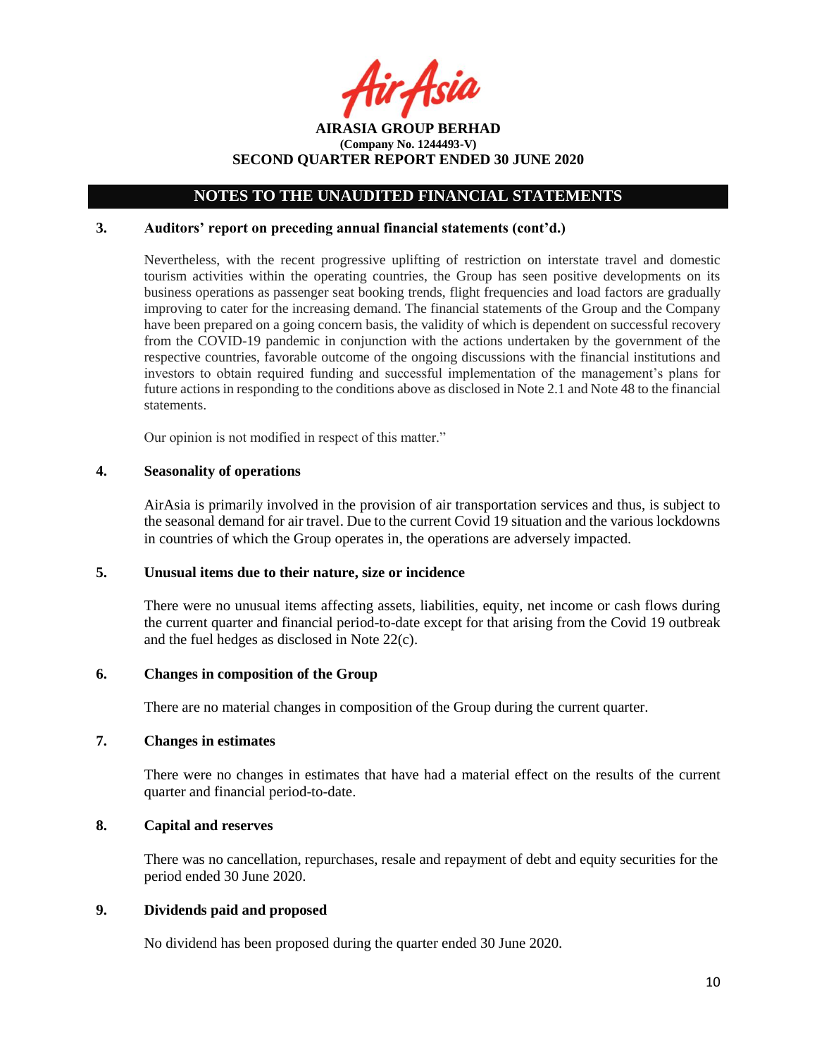## NOTES TO THE UNAUDITED FINANCIAL STATEMENTS

### 3. Auditors' report on preceding annual financial statements (cont'd.)

Nevertheless, with the recent progressive uplifting of restriction on interstate travel and domestic tourism activities within the operating countries, the Group has seen positive developments on its business operations as passenger seat booking trends, flight frequencies and load factors are gradually improving to cater for the increasing demand. The financial statements of the Group and the Company have been prepared on a going concern basis, the validity of which is dependent on successful recovery from the COVID-19 pandemic in conjunction with the actions undertaken by the government of the respective countries, favorable outcome of the ongoing discussions with the financial institutions and investors to obtain required funding and successful implementation of the management's plans for future actions in responding to the conditions above as disclosed in Note 2.1 and Note 48 to the financial statements.

Our opinion is not modified in respect of this matter."

### 4. Seasonality of operations

AirAsia is primarily involved in the provision of air transportation services and thus, is subject to the seasonal demand for air travel. Due to the current Covid 19 situation and the various lockdowns in countries of which the Group operates in, the operations are adversely impacted.

### 5. Unusual items due to their nature, size or incidence

There were no unusual items affecting assets, liabilities, equity, net income or cash flows during the current quarter and financial period-to-date except for that arising from the Covid 19 outbreak and the fuel hedges as disclosed in Note 22(c).

### 6. Changes in composition of the Group

There are no material changes in composition of the Group during the current quarter.

### 7. Changes in estimates

There were no changes in estimates that have had a material effect on the results of the current quarter and financial period-to-date.

### 8. Capital and reserves

There was no cancellation, repurchases, resale and repayment of debt and equity securities for the period ended 30 June 2020.

### 9. Dividends paid and proposed

No dividend has been proposed during the quarter ended 30 June 2020.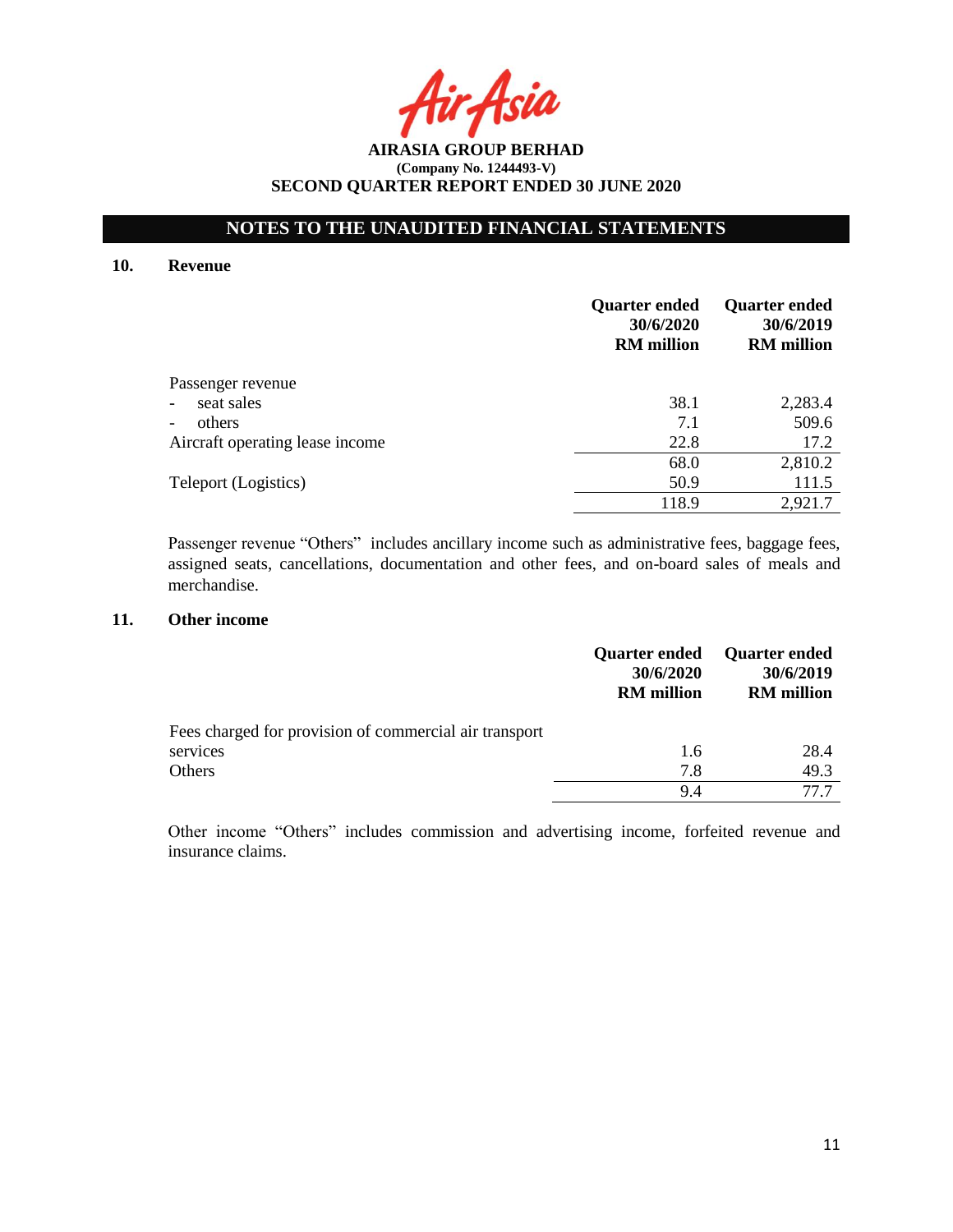## NOTES TO THE UNAUDITED FINANCIAL STATEMENTS

### 10. Revenue

| | Quarter ended 30/6/2020 RM million | Quarter ended 30/6/2019 RM million |
|---|---|---|
| Passenger revenue | | |
| - seat sales | 38.1 | 2,283.4 |
| - others | 7.1 | 509.6 |
| Aircraft operating lease income | 22.8 | 17.2 |
| | 68.0 | 2,810.2 |
| Teleport (Logistics) | 50.9 | 111.5 |
| | 118.9 | 2,921.7 |

Passenger revenue "Others" includes ancillary income such as administrative fees, baggage fees, assigned seats, cancellations, documentation and other fees, and on-board sales of meals and merchandise.

### 11. Other income

| | Quarter ended 30/6/2020 RM million | Quarter ended 30/6/2019 RM million |
|---|---|---|
| Fees charged for provision of commercial air transport services | 1.6 | 28.4 |
| Others | 7.8 | 49.3 |
| | 9.4 | 77.7 |

Other income "Others" includes commission and advertising income, forfeited revenue and insurance claims.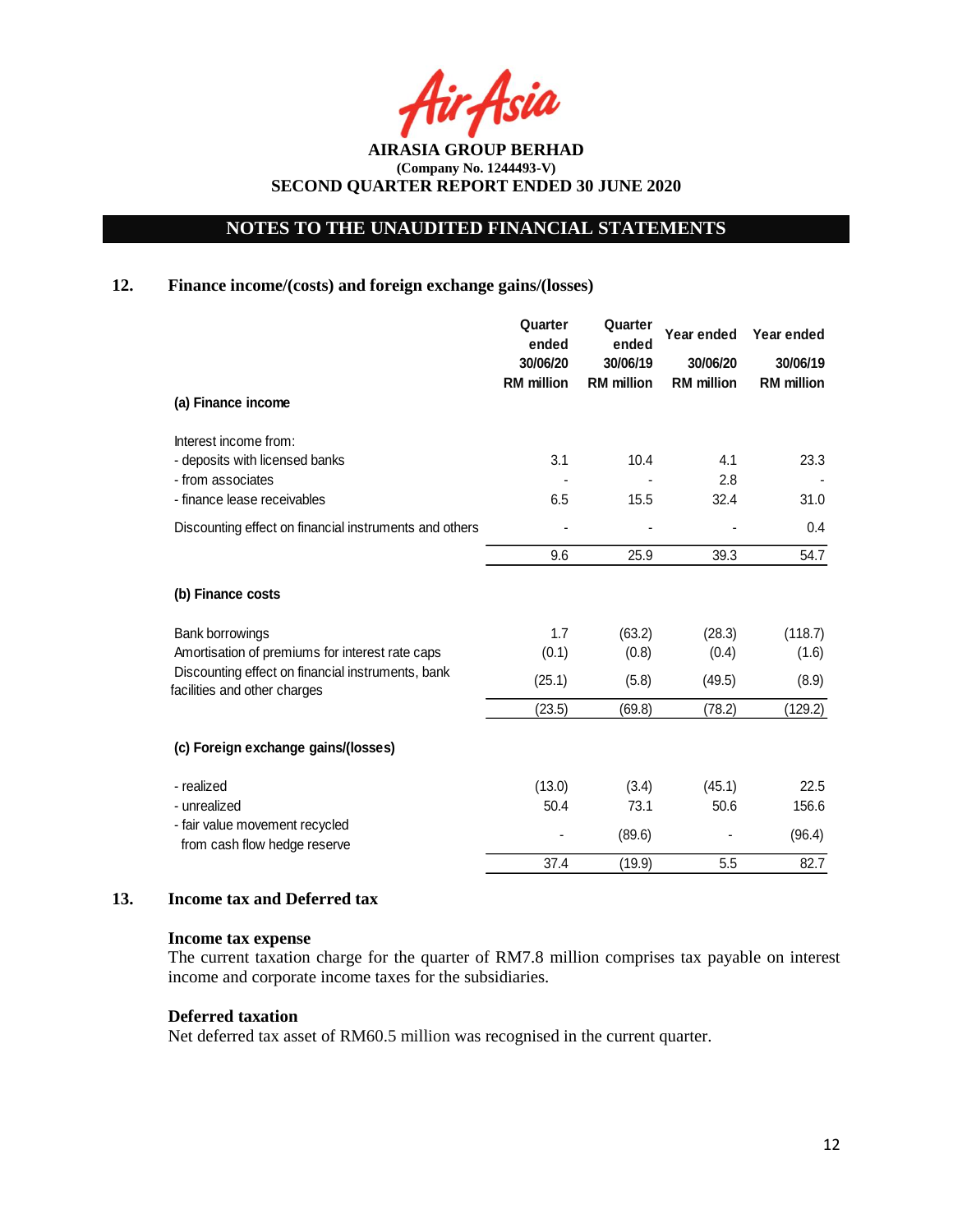AirAsia

**AIRASIA GROUP BERHAD**
**(Company No. 1244493-V)**
**SECOND QUARTER REPORT ENDED 30 JUNE 2020**

## NOTES TO THE UNAUDITED FINANCIAL STATEMENTS

### 12. Finance income/(costs) and foreign exchange gains/(losses)

| | Quarter ended 30/06/20 RM million | Quarter ended 30/06/19 RM million | Year ended 30/06/20 RM million | Year ended 30/06/19 RM million |
|---|---|---|---|---|
| **(a) Finance income** | | | | |
| Interest income from: | | | | |
| - deposits with licensed banks | 3.1 | 10.4 | 4.1 | 23.3 |
| - from associates | - | - | 2.8 | - |
| - finance lease receivables | 6.5 | 15.5 | 32.4 | 31.0 |
| Discounting effect on financial instruments and others | - | - | - | 0.4 |
| | 9.6 | 25.9 | 39.3 | 54.7 |
| **(b) Finance costs** | | | | |
| Bank borrowings | 1.7 | (63.2) | (28.3) | (118.7) |
| Amortisation of premiums for interest rate caps | (0.1) | (0.8) | (0.4) | (1.6) |
| Discounting effect on financial instruments, bank facilities and other charges | (25.1) | (5.8) | (49.5) | (8.9) |
| | (23.5) | (69.8) | (78.2) | (129.2) |
| **(c) Foreign exchange gains/(losses)** | | | | |
| - realized | (13.0) | (3.4) | (45.1) | 22.5 |
| - unrealized | 50.4 | 73.1 | 50.6 | 156.6 |
| - fair value movement recycled from cash flow hedge reserve | - | (89.6) | - | (96.4) |
| | 37.4 | (19.9) | 5.5 | 82.7 |

### 13. Income tax and Deferred tax

**Income tax expense**

The current taxation charge for the quarter of RM7.8 million comprises tax payable on interest income and corporate income taxes for the subsidiaries.

**Deferred taxation**

Net deferred tax asset of RM60.5 million was recognised in the current quarter.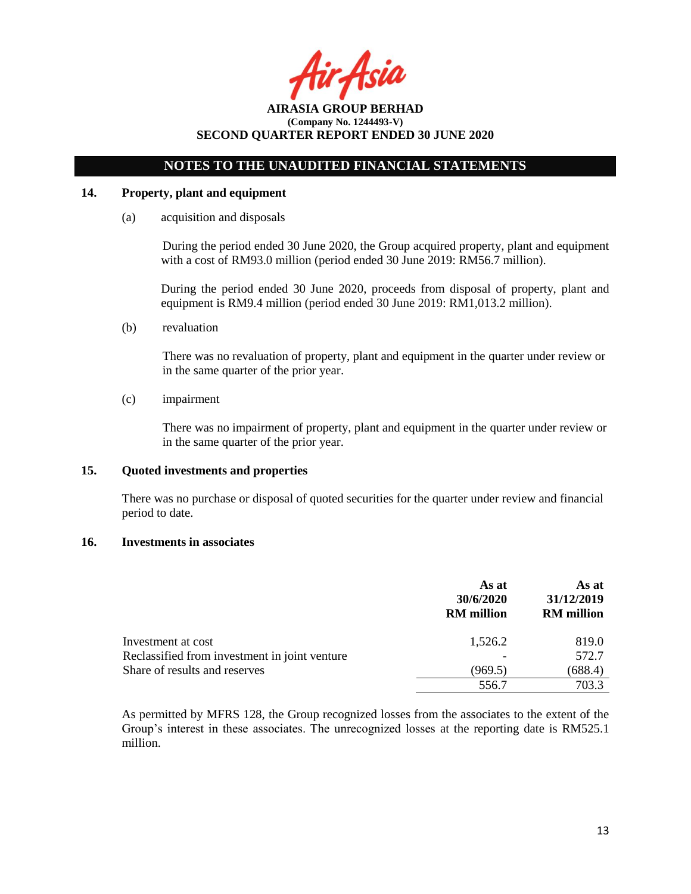**AIRASIA GROUP BERHAD**
**(Company No. 1244493-V)**
**SECOND QUARTER REPORT ENDED 30 JUNE 2020**

**NOTES TO THE UNAUDITED FINANCIAL STATEMENTS**

## 14. Property, plant and equipment

(a) acquisition and disposals

During the period ended 30 June 2020, the Group acquired property, plant and equipment with a cost of RM93.0 million (period ended 30 June 2019: RM56.7 million).

During the period ended 30 June 2020, proceeds from disposal of property, plant and equipment is RM9.4 million (period ended 30 June 2019: RM1,013.2 million).

(b) revaluation

There was no revaluation of property, plant and equipment in the quarter under review or in the same quarter of the prior year.

(c) impairment

There was no impairment of property, plant and equipment in the quarter under review or in the same quarter of the prior year.

## 15. Quoted investments and properties

There was no purchase or disposal of quoted securities for the quarter under review and financial period to date.

## 16. Investments in associates

| | As at 30/6/2020 RM million | As at 31/12/2019 RM million |
|---|---|---|
| Investment at cost | 1,526.2 | 819.0 |
| Reclassified from investment in joint venture | - | 572.7 |
| Share of results and reserves | (969.5) | (688.4) |
| | 556.7 | 703.3 |

As permitted by MFRS 128, the Group recognized losses from the associates to the extent of the Group's interest in these associates. The unrecognized losses at the reporting date is RM525.1 million.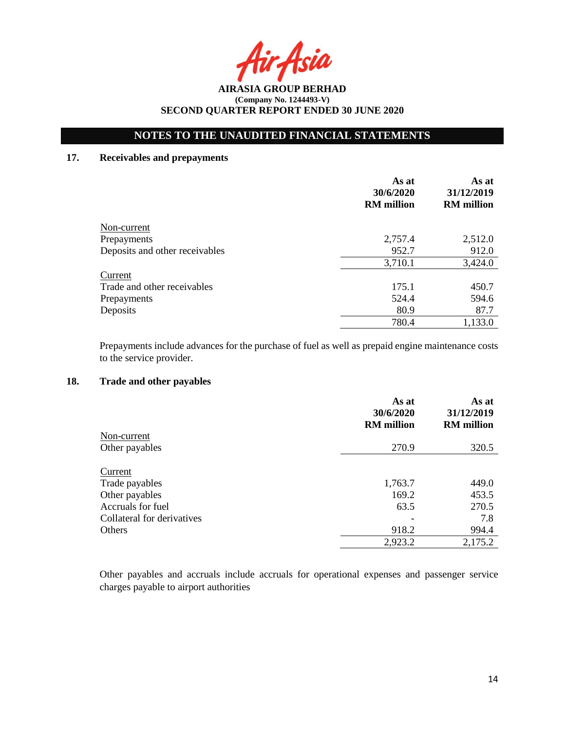**AIRASIA GROUP BERHAD**
**(Company No. 1244493-V)**
**SECOND QUARTER REPORT ENDED 30 JUNE 2020**

## NOTES TO THE UNAUDITED FINANCIAL STATEMENTS

### 17. Receivables and prepayments

| | As at 30/6/2020 RM million | As at 31/12/2019 RM million |
|---|---|---|
| Non-current | | |
| Prepayments | 2,757.4 | 2,512.0 |
| Deposits and other receivables | 952.7 | 912.0 |
| | 3,710.1 | 3,424.0 |
| Current | | |
| Trade and other receivables | 175.1 | 450.7 |
| Prepayments | 524.4 | 594.6 |
| Deposits | 80.9 | 87.7 |
| | 780.4 | 1,133.0 |

Prepayments include advances for the purchase of fuel as well as prepaid engine maintenance costs to the service provider.

### 18. Trade and other payables

| | As at 30/6/2020 RM million | As at 31/12/2019 RM million |
|---|---|---|
| Non-current | | |
| Other payables | 270.9 | 320.5 |
| Current | | |
| Trade payables | 1,763.7 | 449.0 |
| Other payables | 169.2 | 453.5 |
| Accruals for fuel | 63.5 | 270.5 |
| Collateral for derivatives | - | 7.8 |
| Others | 918.2 | 994.4 |
| | 2,923.2 | 2,175.2 |

Other payables and accruals include accruals for operational expenses and passenger service charges payable to airport authorities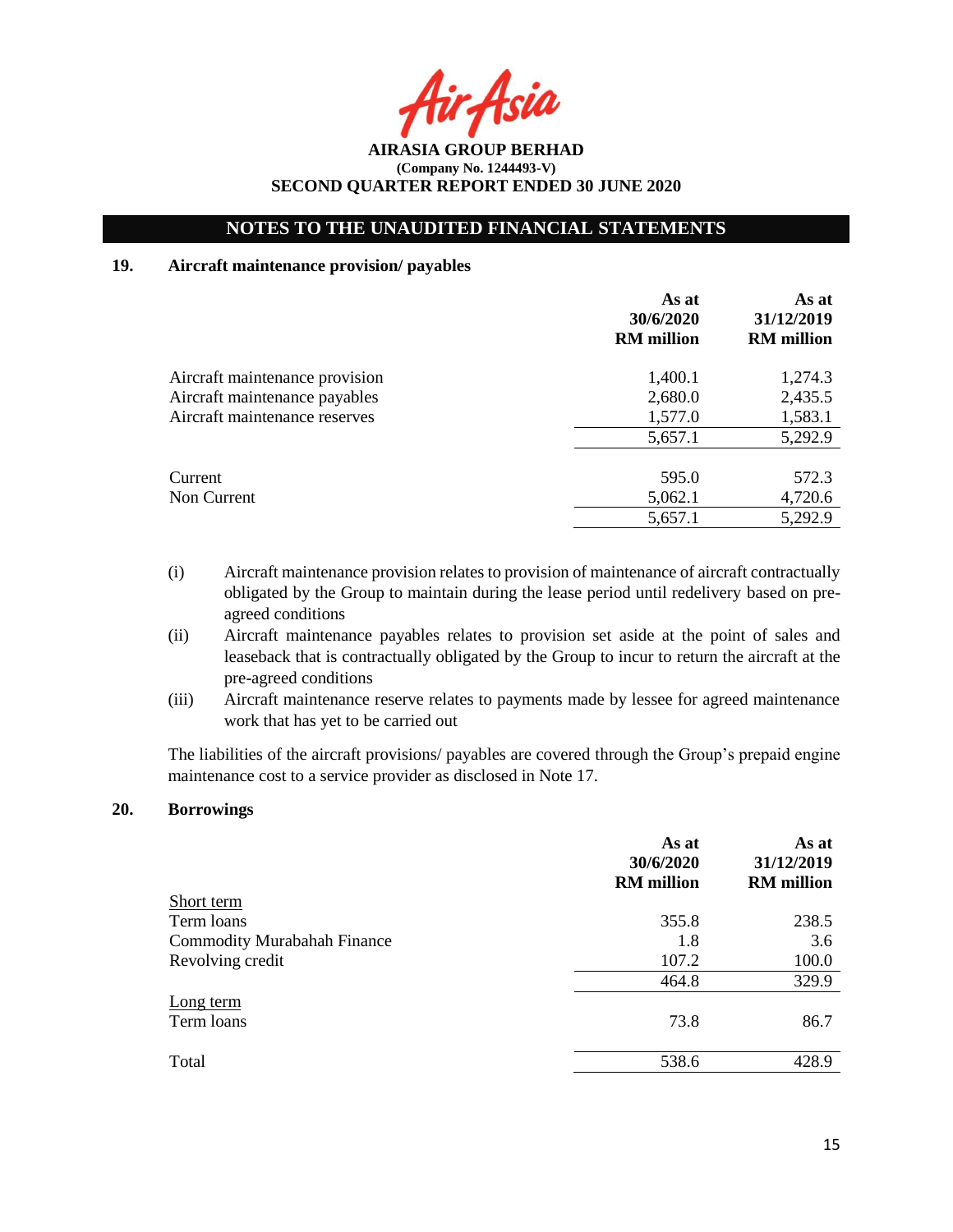## NOTES TO THE UNAUDITED FINANCIAL STATEMENTS

### 19. Aircraft maintenance provision/ payables

| | As at 30/6/2020 RM million | As at 31/12/2019 RM million |
|---|---|---|
| Aircraft maintenance provision | 1,400.1 | 1,274.3 |
| Aircraft maintenance payables | 2,680.0 | 2,435.5 |
| Aircraft maintenance reserves | 1,577.0 | 1,583.1 |
| | 5,657.1 | 5,292.9 |
| Current | 595.0 | 572.3 |
| Non Current | 5,062.1 | 4,720.6 |
| | 5,657.1 | 5,292.9 |

(i) Aircraft maintenance provision relates to provision of maintenance of aircraft contractually obligated by the Group to maintain during the lease period until redelivery based on pre-agreed conditions

(ii) Aircraft maintenance payables relates to provision set aside at the point of sales and leaseback that is contractually obligated by the Group to incur to return the aircraft at the pre-agreed conditions

(iii) Aircraft maintenance reserve relates to payments made by lessee for agreed maintenance work that has yet to be carried out

The liabilities of the aircraft provisions/ payables are covered through the Group's prepaid engine maintenance cost to a service provider as disclosed in Note 17.

### 20. Borrowings

| | As at 30/6/2020 RM million | As at 31/12/2019 RM million |
|---|---|---|
| Short term | | |
| Term loans | 355.8 | 238.5 |
| Commodity Murabahah Finance | 1.8 | 3.6 |
| Revolving credit | 107.2 | 100.0 |
| | 464.8 | 329.9 |
| Long term | | |
| Term loans | 73.8 | 86.7 |
| Total | 538.6 | 428.9 |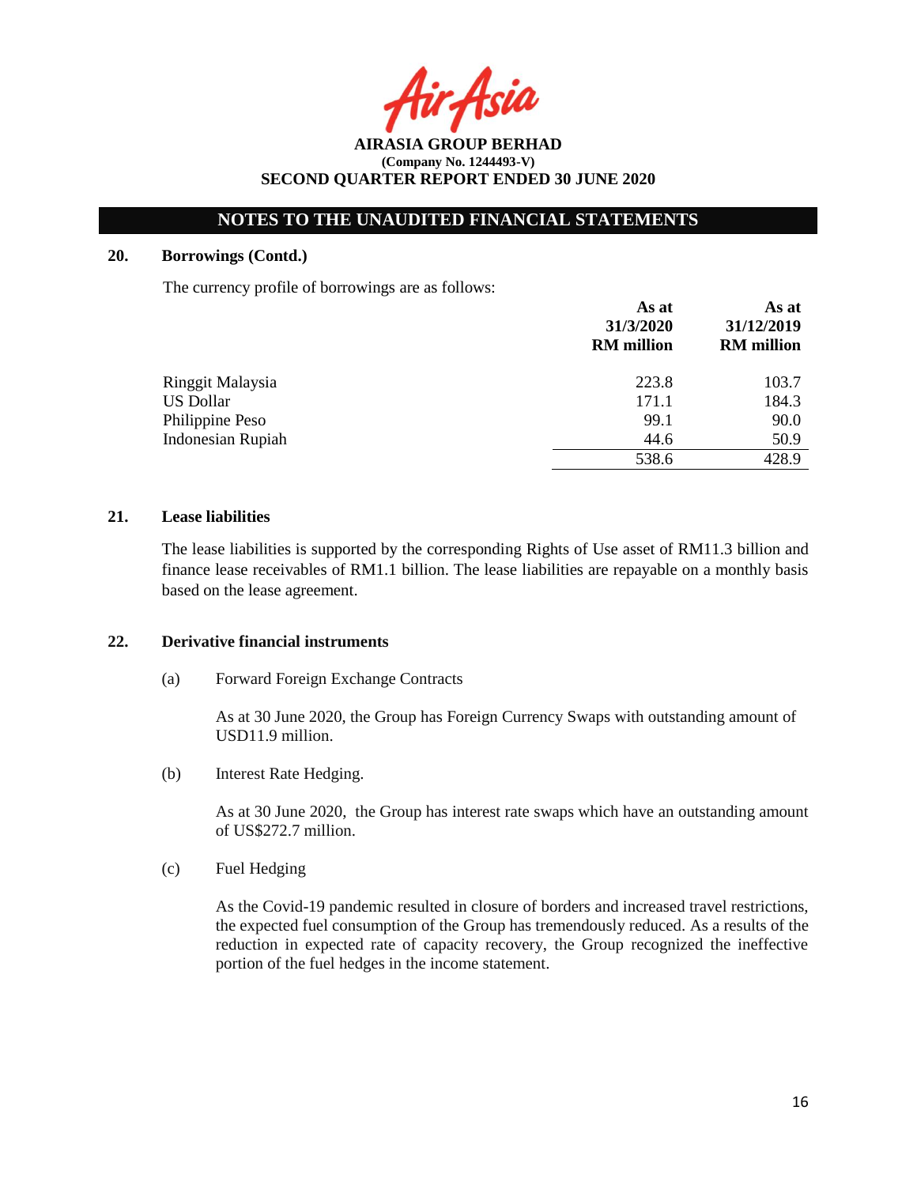**AIRASIA GROUP BERHAD**
**(Company No. 1244493-V)**
**SECOND QUARTER REPORT ENDED 30 JUNE 2020**

## NOTES TO THE UNAUDITED FINANCIAL STATEMENTS

### 20. Borrowings (Contd.)

The currency profile of borrowings are as follows:

| | As at 31/3/2020 RM million | As at 31/12/2019 RM million |
|---|---|---|
| Ringgit Malaysia | 223.8 | 103.7 |
| US Dollar | 171.1 | 184.3 |
| Philippine Peso | 99.1 | 90.0 |
| Indonesian Rupiah | 44.6 | 50.9 |
| | 538.6 | 428.9 |

### 21. Lease liabilities

The lease liabilities is supported by the corresponding Rights of Use asset of RM11.3 billion and finance lease receivables of RM1.1 billion. The lease liabilities are repayable on a monthly basis based on the lease agreement.

### 22. Derivative financial instruments

(a) Forward Foreign Exchange Contracts

As at 30 June 2020, the Group has Foreign Currency Swaps with outstanding amount of USD11.9 million.

(b) Interest Rate Hedging.

As at 30 June 2020, the Group has interest rate swaps which have an outstanding amount of US$272.7 million.

(c) Fuel Hedging

As the Covid-19 pandemic resulted in closure of borders and increased travel restrictions, the expected fuel consumption of the Group has tremendously reduced. As a results of the reduction in expected rate of capacity recovery, the Group recognized the ineffective portion of the fuel hedges in the income statement.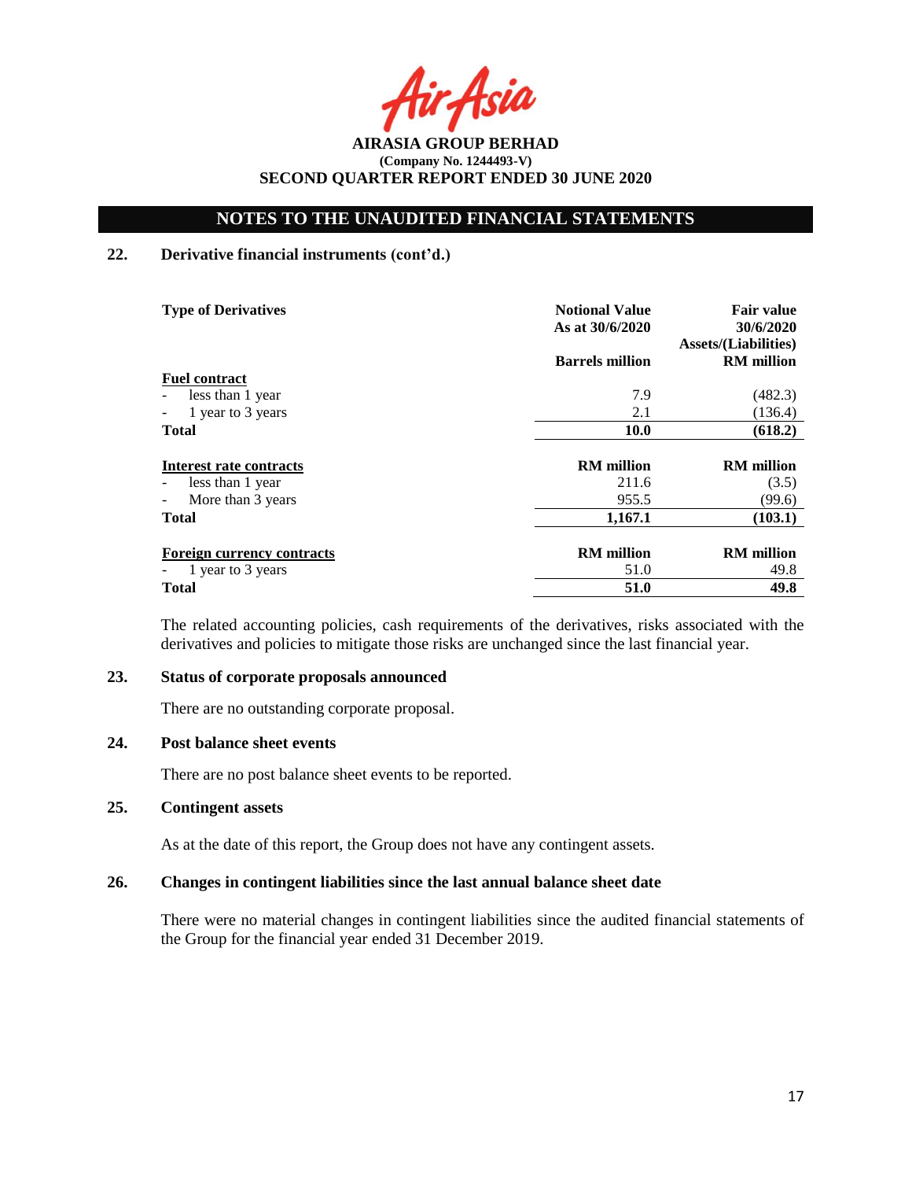## NOTES TO THE UNAUDITED FINANCIAL STATEMENTS

### 22. Derivative financial instruments (cont'd.)

| Type of Derivatives | Notional Value As at 30/6/2020 | Fair value 30/6/2020 Assets/(Liabilities) |
|---|---|---|
| | Barrels million | RM million |
| **Fuel contract** | | |
| - less than 1 year | 7.9 | (482.3) |
| - 1 year to 3 years | 2.1 | (136.4) |
| **Total** | **10.0** | **(618.2)** |
| **Interest rate contracts** | **RM million** | **RM million** |
| - less than 1 year | 211.6 | (3.5) |
| - More than 3 years | 955.5 | (99.6) |
| **Total** | **1,167.1** | **(103.1)** |
| **Foreign currency contracts** | **RM million** | **RM million** |
| - 1 year to 3 years | 51.0 | 49.8 |
| **Total** | **51.0** | **49.8** |

The related accounting policies, cash requirements of the derivatives, risks associated with the derivatives and policies to mitigate those risks are unchanged since the last financial year.

### 23. Status of corporate proposals announced

There are no outstanding corporate proposal.

### 24. Post balance sheet events

There are no post balance sheet events to be reported.

### 25. Contingent assets

As at the date of this report, the Group does not have any contingent assets.

### 26. Changes in contingent liabilities since the last annual balance sheet date

There were no material changes in contingent liabilities since the audited financial statements of the Group for the financial year ended 31 December 2019.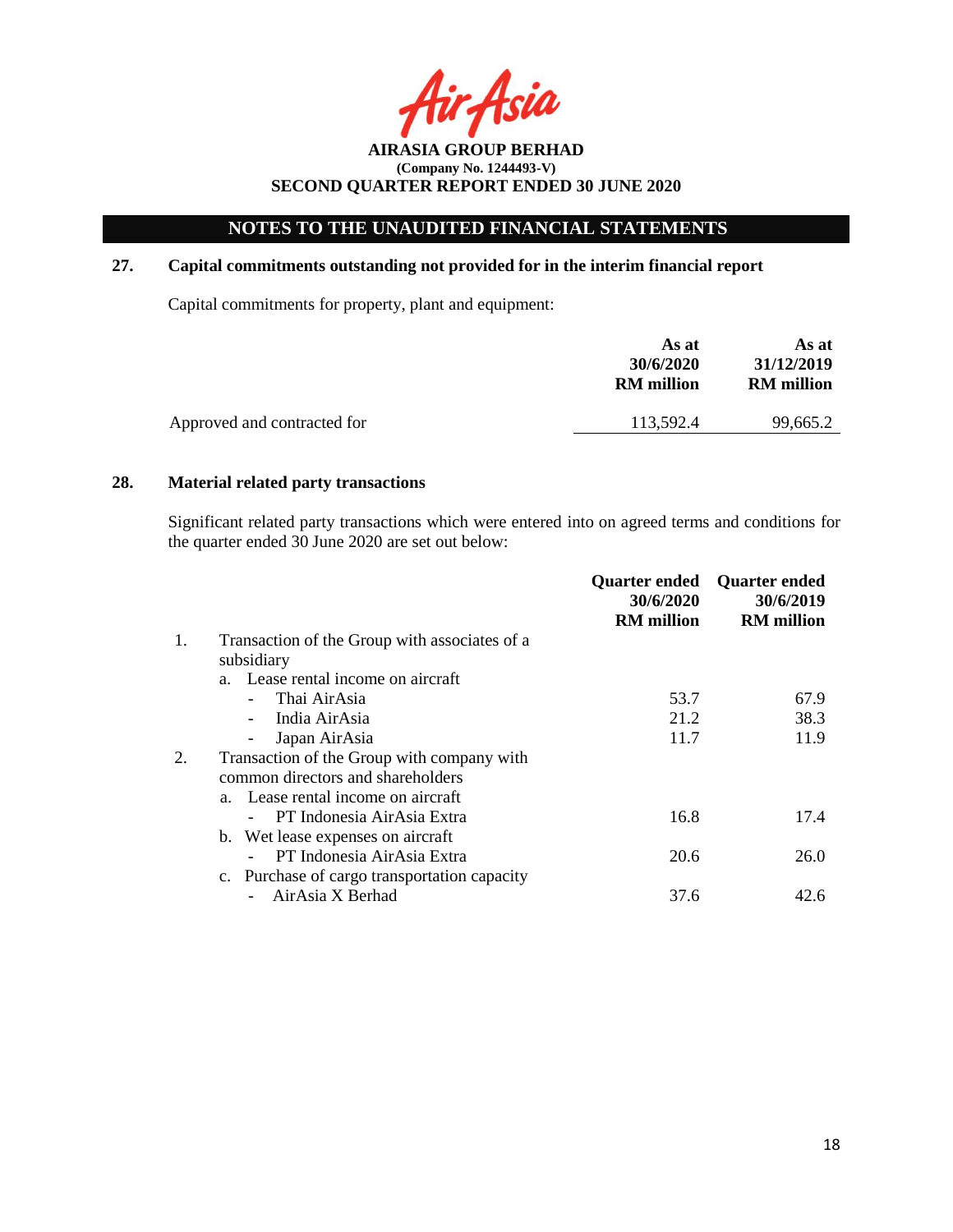AIRASIA GROUP BERHAD
(Company No. 1244493-V)
SECOND QUARTER REPORT ENDED 30 JUNE 2020

## NOTES TO THE UNAUDITED FINANCIAL STATEMENTS

### 27. Capital commitments outstanding not provided for in the interim financial report

Capital commitments for property, plant and equipment:

| | As at 30/6/2020 RM million | As at 31/12/2019 RM million |
|---|---|---|
| Approved and contracted for | 113,592.4 | 99,665.2 |

### 28. Material related party transactions

Significant related party transactions which were entered into on agreed terms and conditions for the quarter ended 30 June 2020 are set out below:

| | | Quarter ended 30/6/2020 RM million | Quarter ended 30/6/2019 RM million |
|---|---|---|---|
| 1. | Transaction of the Group with associates of a subsidiary | | |
| | a. Lease rental income on aircraft | | |
| | - Thai AirAsia | 53.7 | 67.9 |
| | - India AirAsia | 21.2 | 38.3 |
| | - Japan AirAsia | 11.7 | 11.9 |
| 2. | Transaction of the Group with company with common directors and shareholders | | |
| | a. Lease rental income on aircraft | | |
| | - PT Indonesia AirAsia Extra | 16.8 | 17.4 |
| | b. Wet lease expenses on aircraft | | |
| | - PT Indonesia AirAsia Extra | 20.6 | 26.0 |
| | c. Purchase of cargo transportation capacity | | |
| | - AirAsia X Berhad | 37.6 | 42.6 |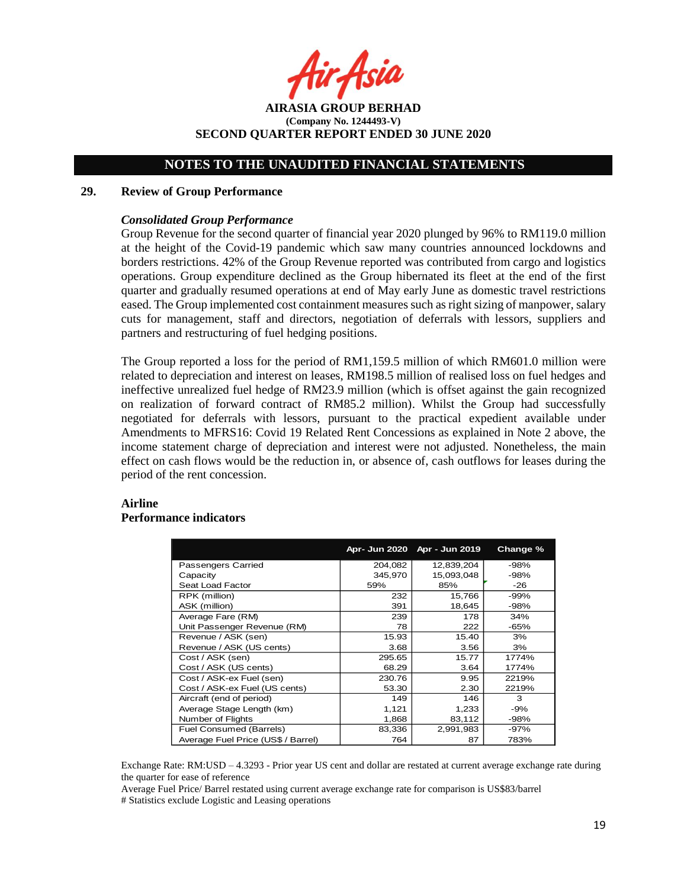**AIRASIA GROUP BERHAD**
**(Company No. 1244493-V)**
**SECOND QUARTER REPORT ENDED 30 JUNE 2020**

**NOTES TO THE UNAUDITED FINANCIAL STATEMENTS**

## 29. Review of Group Performance

### *Consolidated Group Performance*

Group Revenue for the second quarter of financial year 2020 plunged by 96% to RM119.0 million at the height of the Covid-19 pandemic which saw many countries announced lockdowns and borders restrictions. 42% of the Group Revenue reported was contributed from cargo and logistics operations. Group expenditure declined as the Group hibernated its fleet at the end of the first quarter and gradually resumed operations at end of May early June as domestic travel restrictions eased. The Group implemented cost containment measures such as right sizing of manpower, salary cuts for management, staff and directors, negotiation of deferrals with lessors, suppliers and partners and restructuring of fuel hedging positions.

The Group reported a loss for the period of RM1,159.5 million of which RM601.0 million were related to depreciation and interest on leases, RM198.5 million of realised loss on fuel hedges and ineffective unrealized fuel hedge of RM23.9 million (which is offset against the gain recognized on realization of forward contract of RM85.2 million). Whilst the Group had successfully negotiated for deferrals with lessors, pursuant to the practical expedient available under Amendments to MFRS16: Covid 19 Related Rent Concessions as explained in Note 2 above, the income statement charge of depreciation and interest were not adjusted. Nonetheless, the main effect on cash flows would be the reduction in, or absence of, cash outflows for leases during the period of the rent concession.

### Airline
### Performance indicators

| | Apr- Jun 2020 | Apr - Jun 2019 | Change % |
|---|---|---|---|
| Passengers Carried | 204,082 | 12,839,204 | -98% |
| Capacity | 345,970 | 15,093,048 | -98% |
| Seat Load Factor | 59% | 85% | -26 |
| RPK (million) | 232 | 15,766 | -99% |
| ASK (million) | 391 | 18,645 | -98% |
| Average Fare (RM) | 239 | 178 | 34% |
| Unit Passenger Revenue (RM) | 78 | 222 | -65% |
| Revenue / ASK (sen) | 15.93 | 15.40 | 3% |
| Revenue / ASK (US cents) | 3.68 | 3.56 | 3% |
| Cost / ASK (sen) | 295.65 | 15.77 | 1774% |
| Cost / ASK (US cents) | 68.29 | 3.64 | 1774% |
| Cost / ASK-ex Fuel (sen) | 230.76 | 9.95 | 2219% |
| Cost / ASK-ex Fuel (US cents) | 53.30 | 2.30 | 2219% |
| Aircraft (end of period) | 149 | 146 | 3 |
| Average Stage Length (km) | 1,121 | 1,233 | -9% |
| Number of Flights | 1,868 | 83,112 | -98% |
| Fuel Consumed (Barrels) | 83,336 | 2,991,983 | -97% |
| Average Fuel Price (US$ / Barrel) | 764 | 87 | 783% |

Exchange Rate: RM:USD – 4.3293 - Prior year US cent and dollar are restated at current average exchange rate during the quarter for ease of reference

Average Fuel Price/ Barrel restated using current average exchange rate for comparison is US$83/barrel

# Statistics exclude Logistic and Leasing operations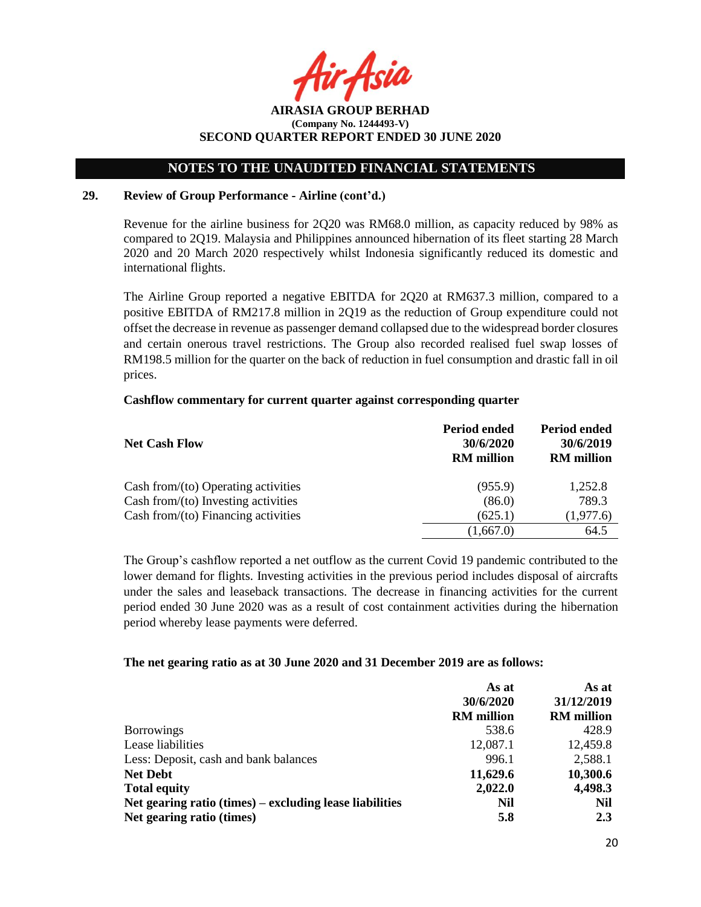## NOTES TO THE UNAUDITED FINANCIAL STATEMENTS

### 29. Review of Group Performance - Airline (cont'd.)

Revenue for the airline business for 2Q20 was RM68.0 million, as capacity reduced by 98% as compared to 2Q19. Malaysia and Philippines announced hibernation of its fleet starting 28 March 2020 and 20 March 2020 respectively whilst Indonesia significantly reduced its domestic and international flights.

The Airline Group reported a negative EBITDA for 2Q20 at RM637.3 million, compared to a positive EBITDA of RM217.8 million in 2Q19 as the reduction of Group expenditure could not offset the decrease in revenue as passenger demand collapsed due to the widespread border closures and certain onerous travel restrictions. The Group also recorded realised fuel swap losses of RM198.5 million for the quarter on the back of reduction in fuel consumption and drastic fall in oil prices.

**Cashflow commentary for current quarter against corresponding quarter**

| Net Cash Flow | Period ended 30/6/2020 RM million | Period ended 30/6/2019 RM million |
|---|---|---|
| Cash from/(to) Operating activities | (955.9) | 1,252.8 |
| Cash from/(to) Investing activities | (86.0) | 789.3 |
| Cash from/(to) Financing activities | (625.1) | (1,977.6) |
| | (1,667.0) | 64.5 |

The Group's cashflow reported a net outflow as the current Covid 19 pandemic contributed to the lower demand for flights. Investing activities in the previous period includes disposal of aircrafts under the sales and leaseback transactions. The decrease in financing activities for the current period ended 30 June 2020 was as a result of cost containment activities during the hibernation period whereby lease payments were deferred.

**The net gearing ratio as at 30 June 2020 and 31 December 2019 are as follows:**

| | As at 30/6/2020 RM million | As at 31/12/2019 RM million |
|---|---|---|
| Borrowings | 538.6 | 428.9 |
| Lease liabilities | 12,087.1 | 12,459.8 |
| Less: Deposit, cash and bank balances | 996.1 | 2,588.1 |
| **Net Debt** | **11,629.6** | **10,300.6** |
| **Total equity** | **2,022.0** | **4,498.3** |
| **Net gearing ratio (times) – excluding lease liabilities** | **Nil** | **Nil** |
| **Net gearing ratio (times)** | **5.8** | **2.3** |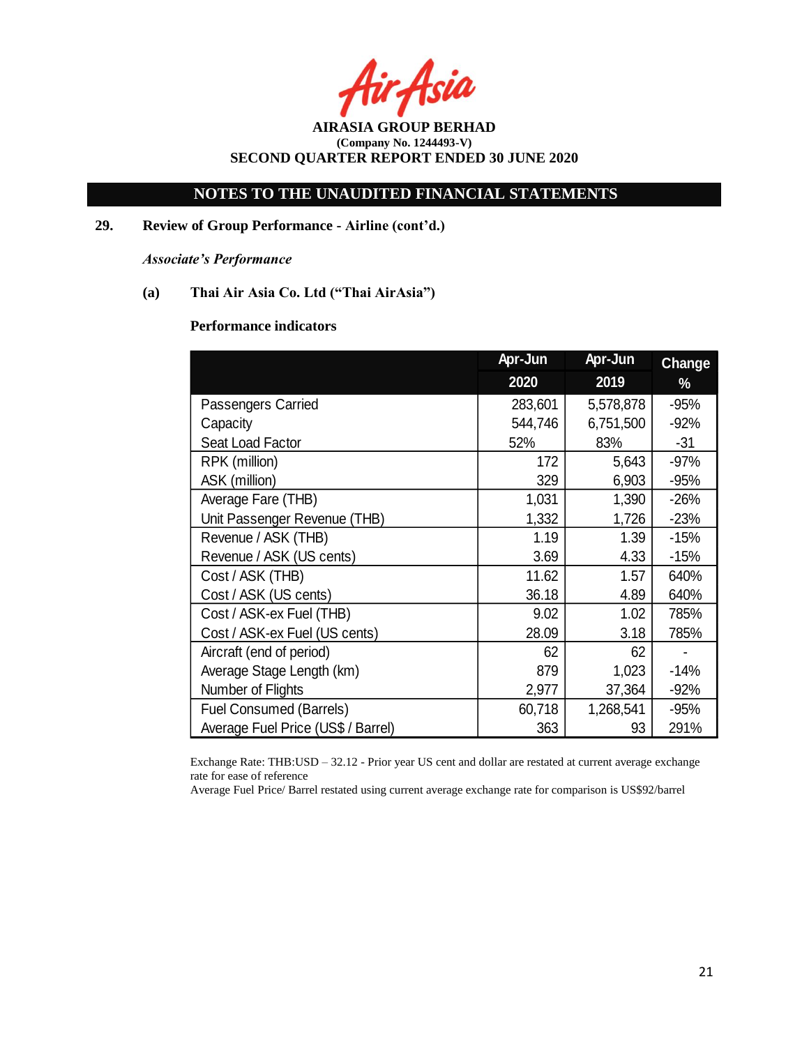**AIRASIA GROUP BERHAD**
**(Company No. 1244493-V)**
**SECOND QUARTER REPORT ENDED 30 JUNE 2020**

## NOTES TO THE UNAUDITED FINANCIAL STATEMENTS

### 29. Review of Group Performance - Airline (cont'd.)

***Associate's Performance***

**(a) Thai Air Asia Co. Ltd ("Thai AirAsia")**

**Performance indicators**

| | Apr-Jun 2020 | Apr-Jun 2019 | Change % |
|---|---|---|---|
| Passengers Carried | 283,601 | 5,578,878 | -95% |
| Capacity | 544,746 | 6,751,500 | -92% |
| Seat Load Factor | 52% | 83% | -31 |
| RPK (million) | 172 | 5,643 | -97% |
| ASK (million) | 329 | 6,903 | -95% |
| Average Fare (THB) | 1,031 | 1,390 | -26% |
| Unit Passenger Revenue (THB) | 1,332 | 1,726 | -23% |
| Revenue / ASK (THB) | 1.19 | 1.39 | -15% |
| Revenue / ASK (US cents) | 3.69 | 4.33 | -15% |
| Cost / ASK (THB) | 11.62 | 1.57 | 640% |
| Cost / ASK (US cents) | 36.18 | 4.89 | 640% |
| Cost / ASK-ex Fuel (THB) | 9.02 | 1.02 | 785% |
| Cost / ASK-ex Fuel (US cents) | 28.09 | 3.18 | 785% |
| Aircraft (end of period) | 62 | 62 | - |
| Average Stage Length (km) | 879 | 1,023 | -14% |
| Number of Flights | 2,977 | 37,364 | -92% |
| Fuel Consumed (Barrels) | 60,718 | 1,268,541 | -95% |
| Average Fuel Price (US$ / Barrel) | 363 | 93 | 291% |

Exchange Rate: THB:USD – 32.12 - Prior year US cent and dollar are restated at current average exchange rate for ease of reference
Average Fuel Price/ Barrel restated using current average exchange rate for comparison is US$92/barrel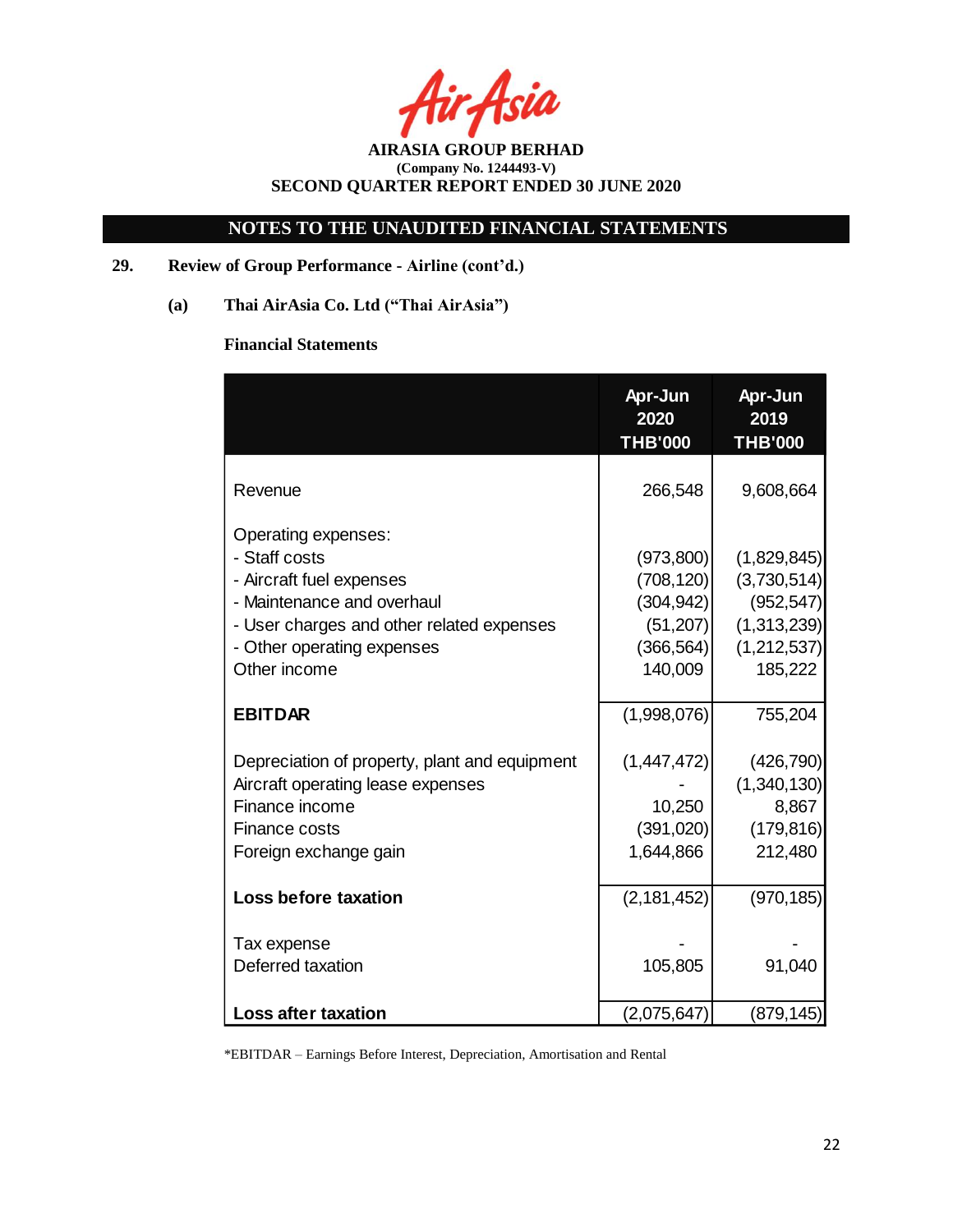AIRASIA GROUP BERHAD
(Company No. 1244493-V)
SECOND QUARTER REPORT ENDED 30 JUNE 2020

## NOTES TO THE UNAUDITED FINANCIAL STATEMENTS

### 29. Review of Group Performance - Airline (cont'd.)

#### (a) Thai AirAsia Co. Ltd ("Thai AirAsia")

**Financial Statements**

| | Apr-Jun 2020 THB'000 | Apr-Jun 2019 THB'000 |
|---|---|---|
| Revenue | 266,548 | 9,608,664 |
| Operating expenses: | | |
| - Staff costs | (973,800) | (1,829,845) |
| - Aircraft fuel expenses | (708,120) | (3,730,514) |
| - Maintenance and overhaul | (304,942) | (952,547) |
| - User charges and other related expenses | (51,207) | (1,313,239) |
| - Other operating expenses | (366,564) | (1,212,537) |
| Other income | 140,009 | 185,222 |
| **EBITDAR** | (1,998,076) | 755,204 |
| Depreciation of property, plant and equipment | (1,447,472) | (426,790) |
| Aircraft operating lease expenses | - | (1,340,130) |
| Finance income | 10,250 | 8,867 |
| Finance costs | (391,020) | (179,816) |
| Foreign exchange gain | 1,644,866 | 212,480 |
| **Loss before taxation** | (2,181,452) | (970,185) |
| Tax expense | - | - |
| Deferred taxation | 105,805 | 91,040 |
| **Loss after taxation** | (2,075,647) | (879,145) |

*EBITDAR – Earnings Before Interest, Depreciation, Amortisation and Rental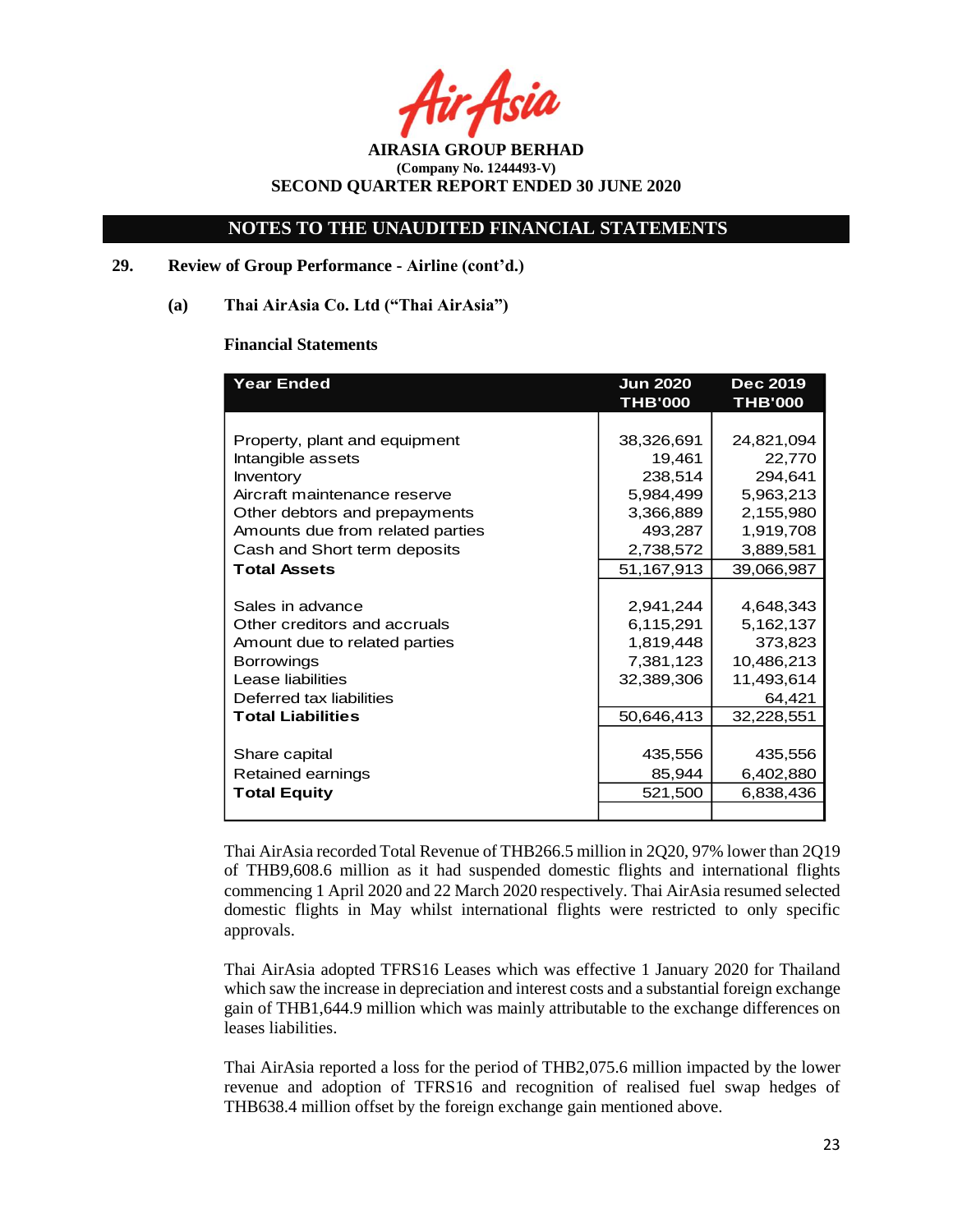# NOTES TO THE UNAUDITED FINANCIAL STATEMENTS

## 29. Review of Group Performance - Airline (cont'd.)

### (a) Thai AirAsia Co. Ltd ("Thai AirAsia")

**Financial Statements**

| Year Ended | Jun 2020 THB'000 | Dec 2019 THB'000 |
|---|---|---|
| Property, plant and equipment | 38,326,691 | 24,821,094 |
| Intangible assets | 19,461 | 22,770 |
| Inventory | 238,514 | 294,641 |
| Aircraft maintenance reserve | 5,984,499 | 5,963,213 |
| Other debtors and prepayments | 3,366,889 | 2,155,980 |
| Amounts due from related parties | 493,287 | 1,919,708 |
| Cash and Short term deposits | 2,738,572 | 3,889,581 |
| **Total Assets** | 51,167,913 | 39,066,987 |
| Sales in advance | 2,941,244 | 4,648,343 |
| Other creditors and accruals | 6,115,291 | 5,162,137 |
| Amount due to related parties | 1,819,448 | 373,823 |
| Borrowings | 7,381,123 | 10,486,213 |
| Lease liabilities | 32,389,306 | 11,493,614 |
| Deferred tax liabilities | | 64,421 |
| **Total Liabilities** | 50,646,413 | 32,228,551 |
| Share capital | 435,556 | 435,556 |
| Retained earnings | 85,944 | 6,402,880 |
| **Total Equity** | 521,500 | 6,838,436 |

Thai AirAsia recorded Total Revenue of THB266.5 million in 2Q20, 97% lower than 2Q19 of THB9,608.6 million as it had suspended domestic flights and international flights commencing 1 April 2020 and 22 March 2020 respectively. Thai AirAsia resumed selected domestic flights in May whilst international flights were restricted to only specific approvals.

Thai AirAsia adopted TFRS16 Leases which was effective 1 January 2020 for Thailand which saw the increase in depreciation and interest costs and a substantial foreign exchange gain of THB1,644.9 million which was mainly attributable to the exchange differences on leases liabilities.

Thai AirAsia reported a loss for the period of THB2,075.6 million impacted by the lower revenue and adoption of TFRS16 and recognition of realised fuel swap hedges of THB638.4 million offset by the foreign exchange gain mentioned above.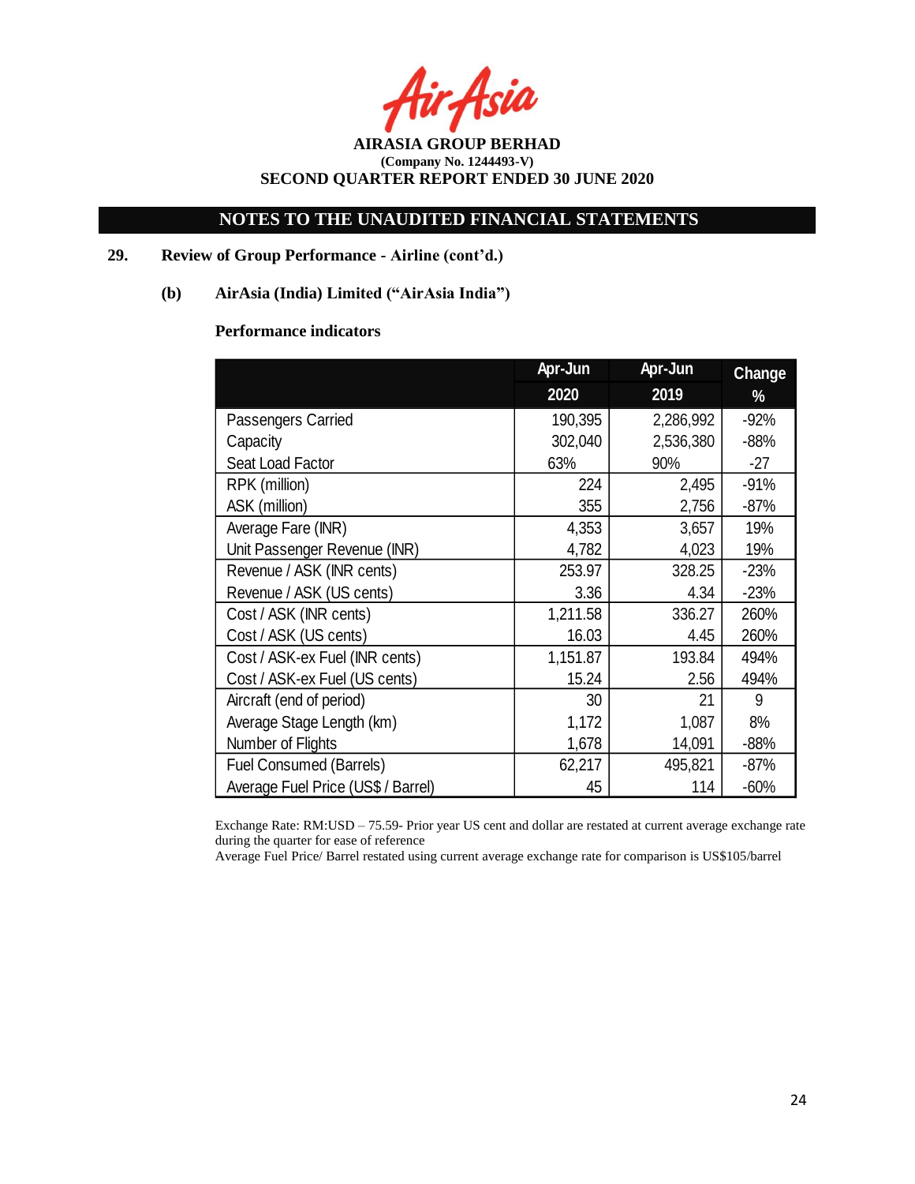AIRASIA GROUP BERHAD
(Company No. 1244493-V)
SECOND QUARTER REPORT ENDED 30 JUNE 2020

## NOTES TO THE UNAUDITED FINANCIAL STATEMENTS

### 29. Review of Group Performance - Airline (cont'd.)

#### (b) AirAsia (India) Limited ("AirAsia India")

**Performance indicators**

| | Apr-Jun 2020 | Apr-Jun 2019 | Change % |
|---|---|---|---|
| Passengers Carried | 190,395 | 2,286,992 | -92% |
| Capacity | 302,040 | 2,536,380 | -88% |
| Seat Load Factor | 63% | 90% | -27 |
| RPK (million) | 224 | 2,495 | -91% |
| ASK (million) | 355 | 2,756 | -87% |
| Average Fare (INR) | 4,353 | 3,657 | 19% |
| Unit Passenger Revenue (INR) | 4,782 | 4,023 | 19% |
| Revenue / ASK (INR cents) | 253.97 | 328.25 | -23% |
| Revenue / ASK (US cents) | 3.36 | 4.34 | -23% |
| Cost / ASK (INR cents) | 1,211.58 | 336.27 | 260% |
| Cost / ASK (US cents) | 16.03 | 4.45 | 260% |
| Cost / ASK-ex Fuel (INR cents) | 1,151.87 | 193.84 | 494% |
| Cost / ASK-ex Fuel (US cents) | 15.24 | 2.56 | 494% |
| Aircraft (end of period) | 30 | 21 | 9 |
| Average Stage Length (km) | 1,172 | 1,087 | 8% |
| Number of Flights | 1,678 | 14,091 | -88% |
| Fuel Consumed (Barrels) | 62,217 | 495,821 | -87% |
| Average Fuel Price (US$ / Barrel) | 45 | 114 | -60% |

Exchange Rate: RM:USD – 75.59- Prior year US cent and dollar are restated at current average exchange rate during the quarter for ease of reference

Average Fuel Price/ Barrel restated using current average exchange rate for comparison is US$105/barrel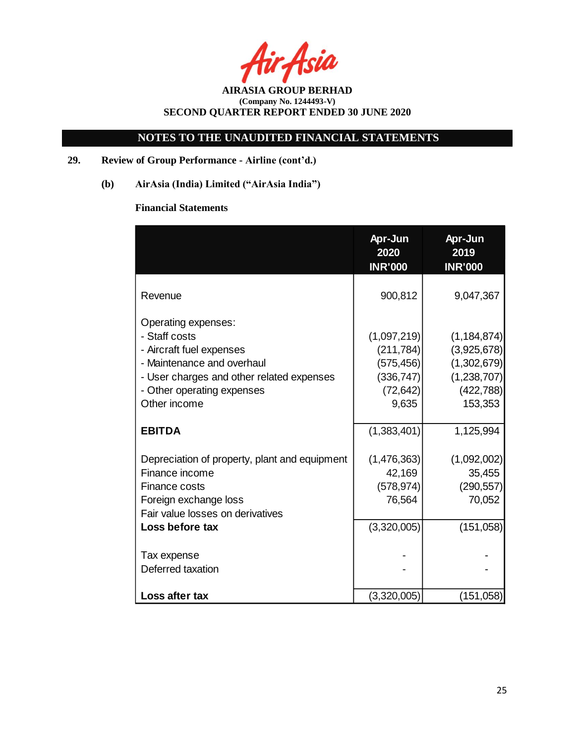**AIRASIA GROUP BERHAD**
**(Company No. 1244493-V)**
**SECOND QUARTER REPORT ENDED 30 JUNE 2020**

## NOTES TO THE UNAUDITED FINANCIAL STATEMENTS

**29. Review of Group Performance - Airline (cont'd.)**

**(b) AirAsia (India) Limited ("AirAsia India")**

**Financial Statements**

| | Apr-Jun 2020 INR'000 | Apr-Jun 2019 INR'000 |
|---|---|---|
| Revenue | 900,812 | 9,047,367 |
| Operating expenses: | | |
| - Staff costs | (1,097,219) | (1,184,874) |
| - Aircraft fuel expenses | (211,784) | (3,925,678) |
| - Maintenance and overhaul | (575,456) | (1,302,679) |
| - User charges and other related expenses | (336,747) | (1,238,707) |
| - Other operating expenses | (72,642) | (422,788) |
| Other income | 9,635 | 153,353 |
| **EBITDA** | (1,383,401) | 1,125,994 |
| Depreciation of property, plant and equipment | (1,476,363) | (1,092,002) |
| Finance income | 42,169 | 35,455 |
| Finance costs | (578,974) | (290,557) |
| Foreign exchange loss | 76,564 | 70,052 |
| Fair value losses on derivatives | | |
| **Loss before tax** | (3,320,005) | (151,058) |
| Tax expense | - | - |
| Deferred taxation | - | - |
| **Loss after tax** | (3,320,005) | (151,058) |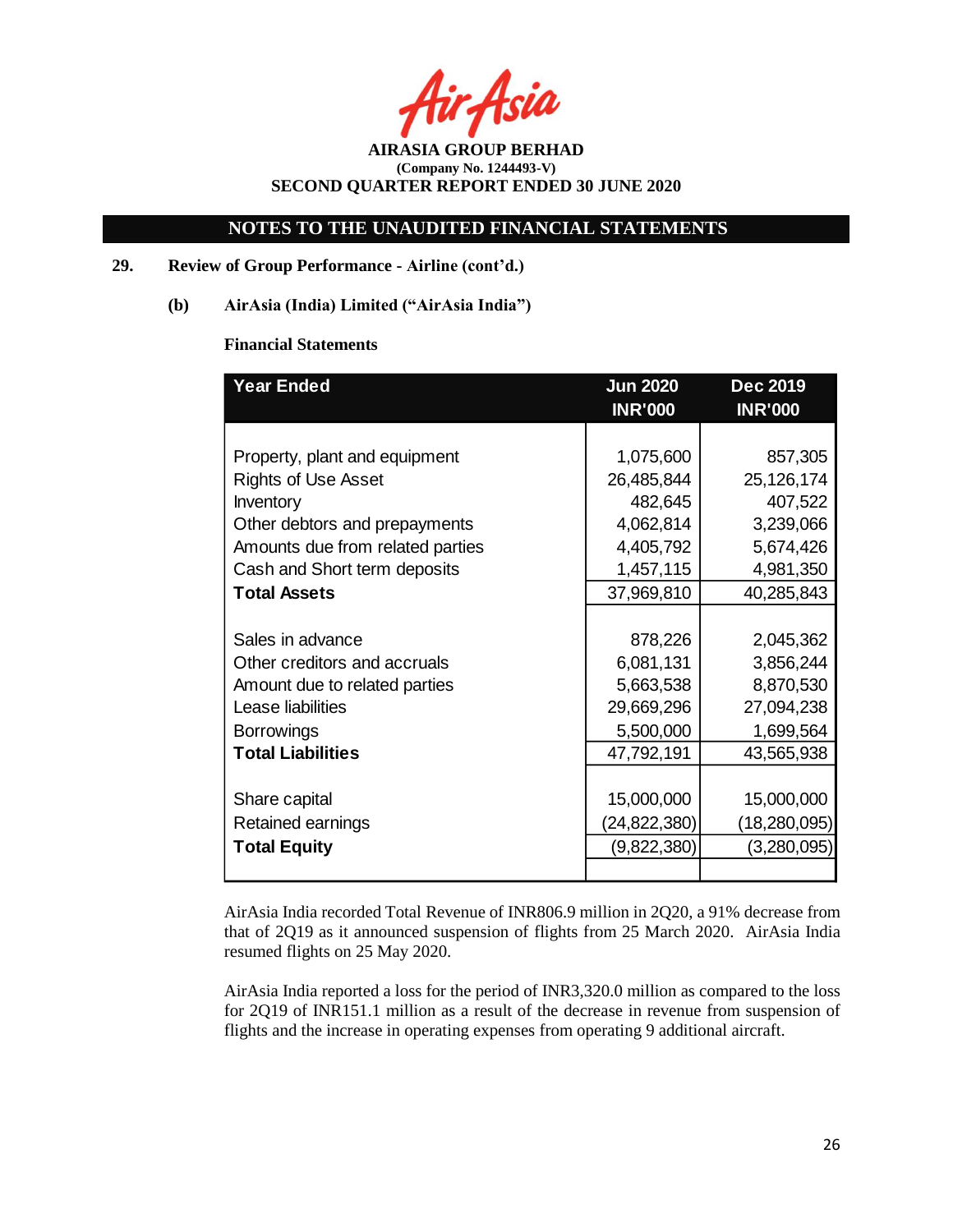# NOTES TO THE UNAUDITED FINANCIAL STATEMENTS

## 29. Review of Group Performance - Airline (cont'd.)

### (b) AirAsia (India) Limited ("AirAsia India")

**Financial Statements**

| Year Ended | Jun 2020 INR'000 | Dec 2019 INR'000 |
|---|---|---|
| Property, plant and equipment | 1,075,600 | 857,305 |
| Rights of Use Asset | 26,485,844 | 25,126,174 |
| Inventory | 482,645 | 407,522 |
| Other debtors and prepayments | 4,062,814 | 3,239,066 |
| Amounts due from related parties | 4,405,792 | 5,674,426 |
| Cash and Short term deposits | 1,457,115 | 4,981,350 |
| **Total Assets** | 37,969,810 | 40,285,843 |
| Sales in advance | 878,226 | 2,045,362 |
| Other creditors and accruals | 6,081,131 | 3,856,244 |
| Amount due to related parties | 5,663,538 | 8,870,530 |
| Lease liabilities | 29,669,296 | 27,094,238 |
| Borrowings | 5,500,000 | 1,699,564 |
| **Total Liabilities** | 47,792,191 | 43,565,938 |
| Share capital | 15,000,000 | 15,000,000 |
| Retained earnings | (24,822,380) | (18,280,095) |
| **Total Equity** | (9,822,380) | (3,280,095) |

AirAsia India recorded Total Revenue of INR806.9 million in 2Q20, a 91% decrease from that of 2Q19 as it announced suspension of flights from 25 March 2020. AirAsia India resumed flights on 25 May 2020.

AirAsia India reported a loss for the period of INR3,320.0 million as compared to the loss for 2Q19 of INR151.1 million as a result of the decrease in revenue from suspension of flights and the increase in operating expenses from operating 9 additional aircraft.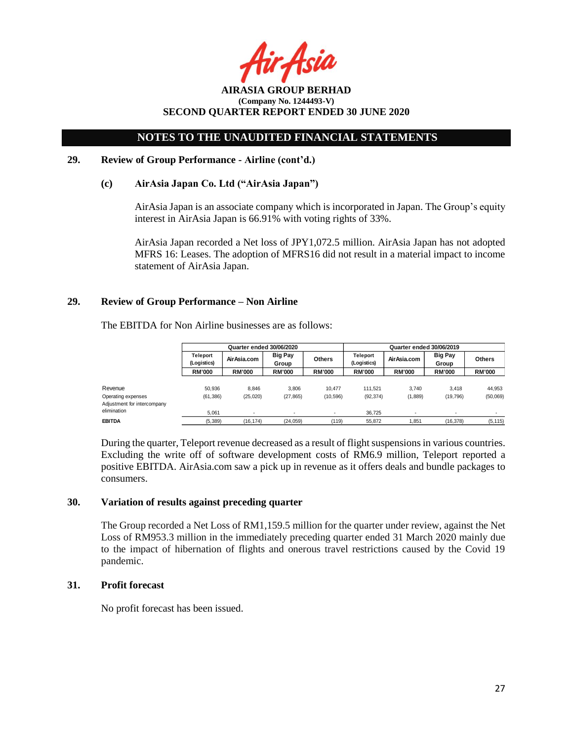# AIRASIA GROUP BERHAD

**(Company No. 1244493-V)**

**SECOND QUARTER REPORT ENDED 30 JUNE 2020**

## NOTES TO THE UNAUDITED FINANCIAL STATEMENTS

### 29. Review of Group Performance - Airline (cont'd.)

#### (c) AirAsia Japan Co. Ltd ("AirAsia Japan")

AirAsia Japan is an associate company which is incorporated in Japan. The Group's equity interest in AirAsia Japan is 66.91% with voting rights of 33%.

AirAsia Japan recorded a Net loss of JPY1,072.5 million. AirAsia Japan has not adopted MFRS 16: Leases. The adoption of MFRS16 did not result in a material impact to income statement of AirAsia Japan.

### 29. Review of Group Performance – Non Airline

The EBITDA for Non Airline businesses are as follows:

| | Quarter ended 30/06/2020 | | | | Quarter ended 30/06/2019 | | | |
|---|---|---|---|---|---|---|---|---|
| | Teleport (Logistics) | AirAsia.com | Big Pay Group | Others | Teleport (Logistics) | AirAsia.com | Big Pay Group | Others |
| | RM'000 | RM'000 | RM'000 | RM'000 | RM'000 | RM'000 | RM'000 | RM'000 |
| Revenue | 50,936 | 8,846 | 3,806 | 10,477 | 111,521 | 3,740 | 3,418 | 44,953 |
| Operating expenses | (61,386) | (25,020) | (27,865) | (10,596) | (92,374) | (1,889) | (19,796) | (50,069) |
| Adjustment for intercompany elimination | 5,061 | - | - | - | 36,725 | - | - | - |
| **EBITDA** | (5,389) | (16,174) | (24,059) | (119) | 55,872 | 1,851 | (16,378) | (5,115) |

During the quarter, Teleport revenue decreased as a result of flight suspensions in various countries. Excluding the write off of software development costs of RM6.9 million, Teleport reported a positive EBITDA. AirAsia.com saw a pick up in revenue as it offers deals and bundle packages to consumers.

### 30. Variation of results against preceding quarter

The Group recorded a Net Loss of RM1,159.5 million for the quarter under review, against the Net Loss of RM953.3 million in the immediately preceding quarter ended 31 March 2020 mainly due to the impact of hibernation of flights and onerous travel restrictions caused by the Covid 19 pandemic.

### 31. Profit forecast

No profit forecast has been issued.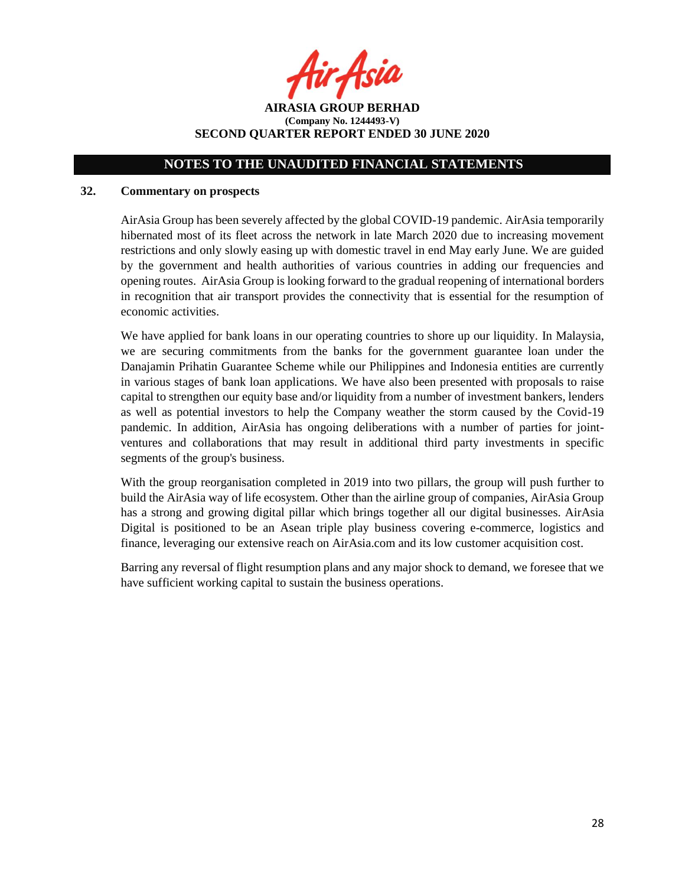## NOTES TO THE UNAUDITED FINANCIAL STATEMENTS

### 32. Commentary on prospects

AirAsia Group has been severely affected by the global COVID-19 pandemic. AirAsia temporarily hibernated most of its fleet across the network in late March 2020 due to increasing movement restrictions and only slowly easing up with domestic travel in end May early June. We are guided by the government and health authorities of various countries in adding our frequencies and opening routes. AirAsia Group is looking forward to the gradual reopening of international borders in recognition that air transport provides the connectivity that is essential for the resumption of economic activities.

We have applied for bank loans in our operating countries to shore up our liquidity. In Malaysia, we are securing commitments from the banks for the government guarantee loan under the Danajamin Prihatin Guarantee Scheme while our Philippines and Indonesia entities are currently in various stages of bank loan applications. We have also been presented with proposals to raise capital to strengthen our equity base and/or liquidity from a number of investment bankers, lenders as well as potential investors to help the Company weather the storm caused by the Covid-19 pandemic. In addition, AirAsia has ongoing deliberations with a number of parties for joint-ventures and collaborations that may result in additional third party investments in specific segments of the group's business.

With the group reorganisation completed in 2019 into two pillars, the group will push further to build the AirAsia way of life ecosystem. Other than the airline group of companies, AirAsia Group has a strong and growing digital pillar which brings together all our digital businesses. AirAsia Digital is positioned to be an Asean triple play business covering e-commerce, logistics and finance, leveraging our extensive reach on AirAsia.com and its low customer acquisition cost.

Barring any reversal of flight resumption plans and any major shock to demand, we foresee that we have sufficient working capital to sustain the business operations.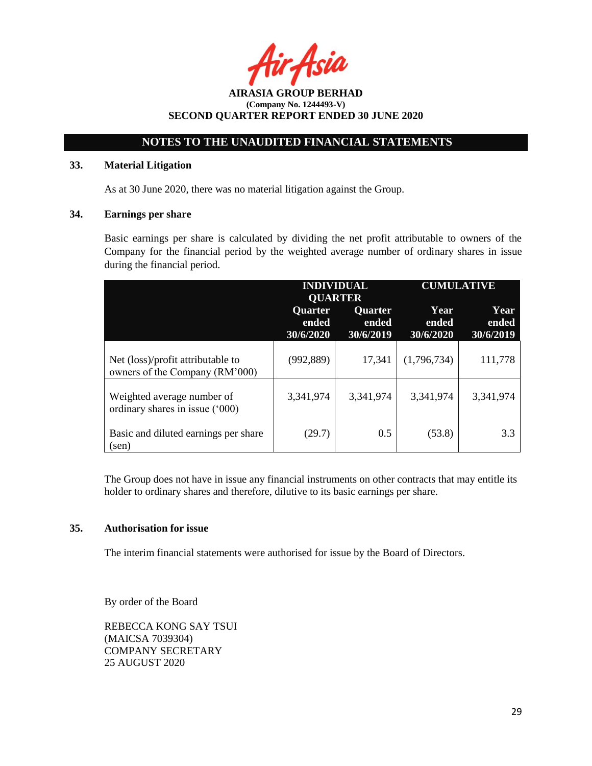**AIRASIA GROUP BERHAD**
**(Company No. 1244493-V)**
**SECOND QUARTER REPORT ENDED 30 JUNE 2020**

## NOTES TO THE UNAUDITED FINANCIAL STATEMENTS

### 33. Material Litigation

As at 30 June 2020, there was no material litigation against the Group.

### 34. Earnings per share

Basic earnings per share is calculated by dividing the net profit attributable to owners of the Company for the financial period by the weighted average number of ordinary shares in issue during the financial period.

| | INDIVIDUAL QUARTER | | CUMULATIVE | |
|---|---|---|---|---|
| | Quarter ended 30/6/2020 | Quarter ended 30/6/2019 | Year ended 30/6/2020 | Year ended 30/6/2019 |
| Net (loss)/profit attributable to owners of the Company (RM'000) | (992,889) | 17,341 | (1,796,734) | 111,778 |
| Weighted average number of ordinary shares in issue ('000) | 3,341,974 | 3,341,974 | 3,341,974 | 3,341,974 |
| Basic and diluted earnings per share (sen) | (29.7) | 0.5 | (53.8) | 3.3 |

The Group does not have in issue any financial instruments on other contracts that may entitle its holder to ordinary shares and therefore, dilutive to its basic earnings per share.

### 35. Authorisation for issue

The interim financial statements were authorised for issue by the Board of Directors.

By order of the Board

REBECCA KONG SAY TSUI
(MAICSA 7039304)
COMPANY SECRETARY
25 AUGUST 2020